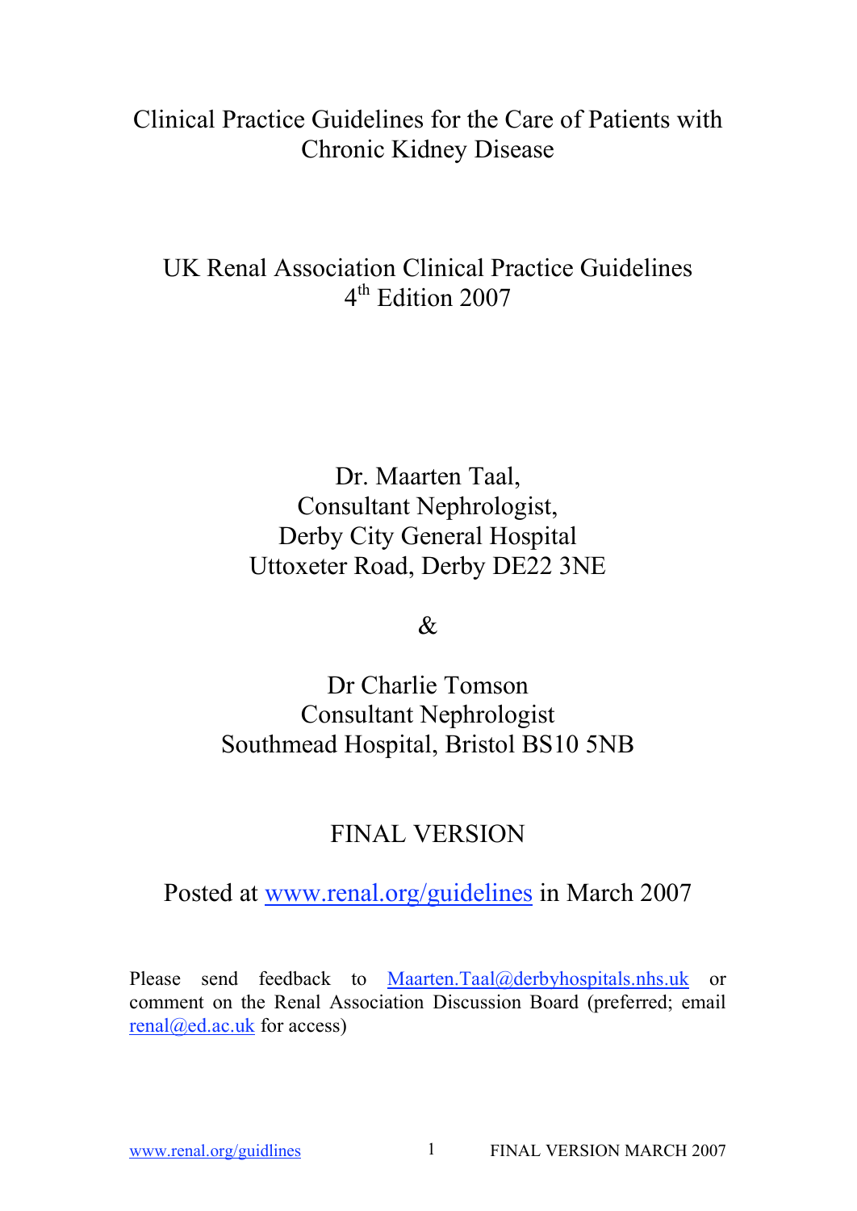# Clinical Practice Guidelines for the Care of Patients with Chronic Kidney Disease

## UK Renal Association Clinical Practice Guidelines
## 4th Edition 2007

Dr. Maarten Taal,
Consultant Nephrologist,
Derby City General Hospital
Uttoxeter Road, Derby DE22 3NE

&

Dr Charlie Tomson
Consultant Nephrologist
Southmead Hospital, Bristol BS10 5NB

FINAL VERSION

Posted at www.renal.org/guidelines in March 2007

Please send feedback to Maarten.Taal@derbyhospitals.nhs.uk or comment on the Renal Association Discussion Board (preferred; email renal@ed.ac.uk for access)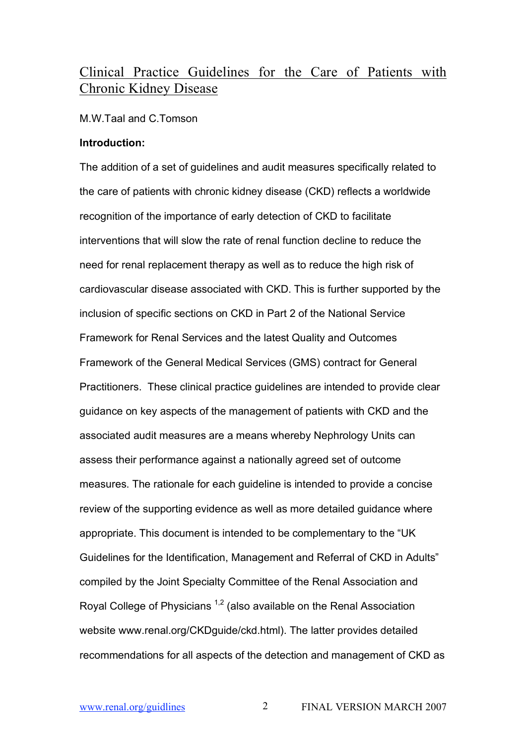# Clinical Practice Guidelines for the Care of Patients with Chronic Kidney Disease

M.W.Taal and C.Tomson

**Introduction:**

The addition of a set of guidelines and audit measures specifically related to the care of patients with chronic kidney disease (CKD) reflects a worldwide recognition of the importance of early detection of CKD to facilitate interventions that will slow the rate of renal function decline to reduce the need for renal replacement therapy as well as to reduce the high risk of cardiovascular disease associated with CKD. This is further supported by the inclusion of specific sections on CKD in Part 2 of the National Service Framework for Renal Services and the latest Quality and Outcomes Framework of the General Medical Services (GMS) contract for General Practitioners. These clinical practice guidelines are intended to provide clear guidance on key aspects of the management of patients with CKD and the associated audit measures are a means whereby Nephrology Units can assess their performance against a nationally agreed set of outcome measures. The rationale for each guideline is intended to provide a concise review of the supporting evidence as well as more detailed guidance where appropriate. This document is intended to be complementary to the "UK Guidelines for the Identification, Management and Referral of CKD in Adults" compiled by the Joint Specialty Committee of the Renal Association and Royal College of Physicians [1,2] (also available on the Renal Association website www.renal.org/CKDguide/ckd.html). The latter provides detailed recommendations for all aspects of the detection and management of CKD as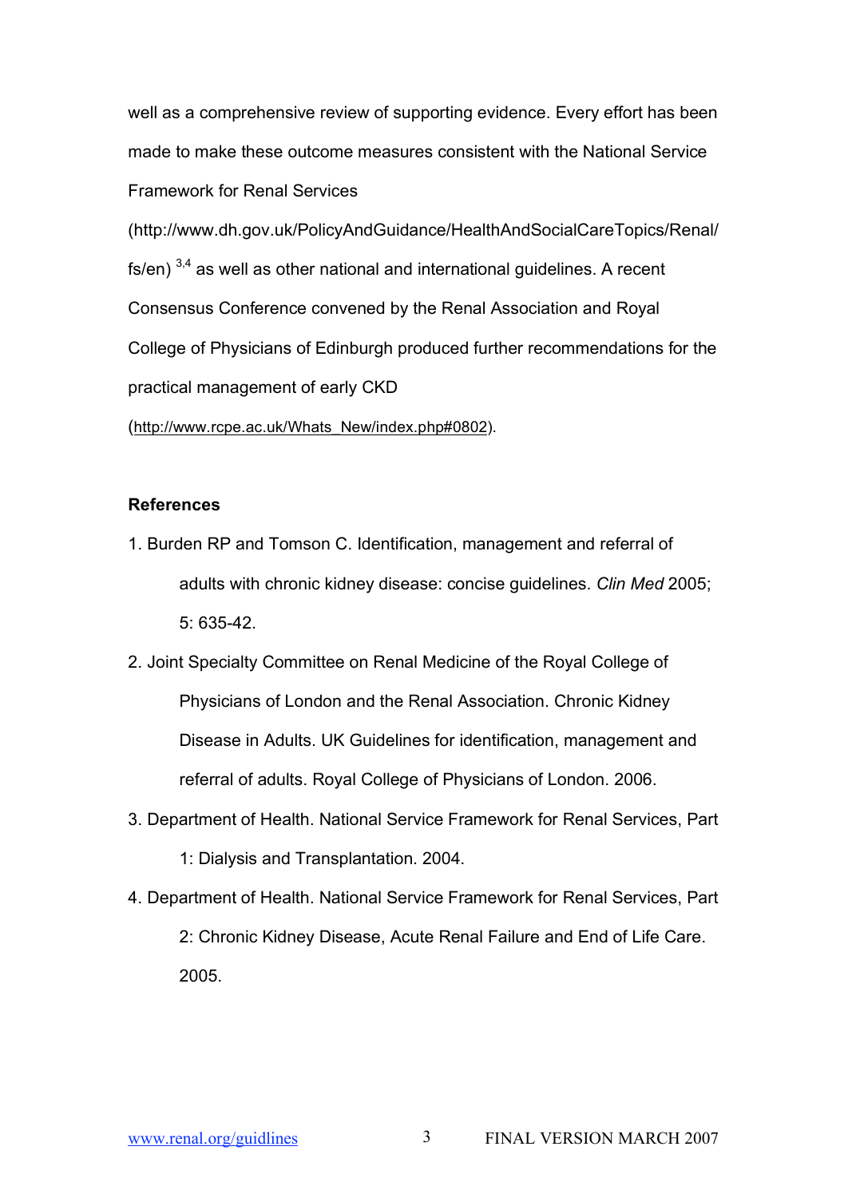well as a comprehensive review of supporting evidence. Every effort has been made to make these outcome measures consistent with the National Service Framework for Renal Services (http://www.dh.gov.uk/PolicyAndGuidance/HealthAndSocialCareTopics/Renal/fs/en) [3,4] as well as other national and international guidelines. A recent Consensus Conference convened by the Renal Association and Royal College of Physicians of Edinburgh produced further recommendations for the practical management of early CKD (http://www.rcpe.ac.uk/Whats_New/index.php#0802).

**References**

1. Burden RP and Tomson C. Identification, management and referral of adults with chronic kidney disease: concise guidelines. *Clin Med* 2005; 5: 635-42.
2. Joint Specialty Committee on Renal Medicine of the Royal College of Physicians of London and the Renal Association. Chronic Kidney Disease in Adults. UK Guidelines for identification, management and referral of adults. Royal College of Physicians of London. 2006.
3. Department of Health. National Service Framework for Renal Services, Part 1: Dialysis and Transplantation. 2004.
4. Department of Health. National Service Framework for Renal Services, Part 2: Chronic Kidney Disease, Acute Renal Failure and End of Life Care. 2005.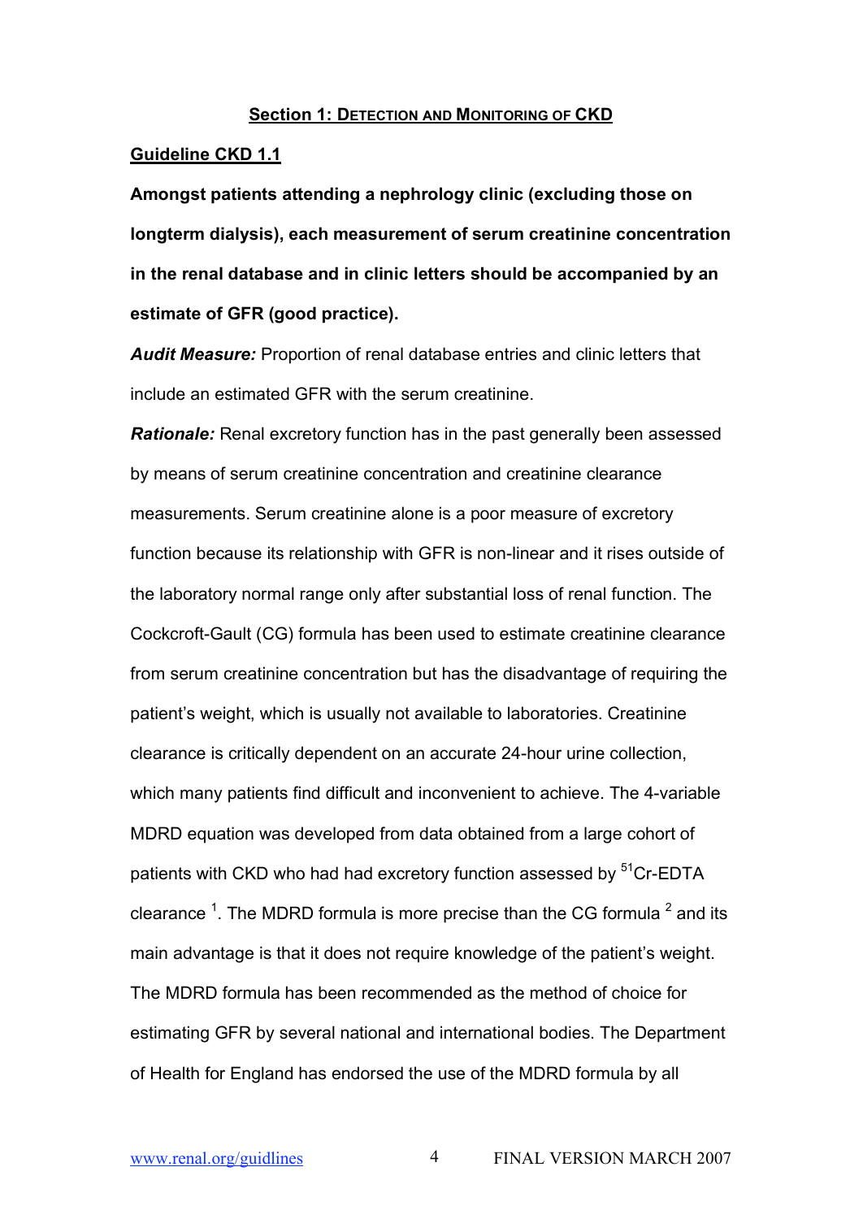## Section 1: Detection and Monitoring of CKD

### Guideline CKD 1.1

**Amongst patients attending a nephrology clinic (excluding those on longterm dialysis), each measurement of serum creatinine concentration in the renal database and in clinic letters should be accompanied by an estimate of GFR (good practice).**

***Audit Measure:*** Proportion of renal database entries and clinic letters that include an estimated GFR with the serum creatinine.

***Rationale:*** Renal excretory function has in the past generally been assessed by means of serum creatinine concentration and creatinine clearance measurements. Serum creatinine alone is a poor measure of excretory function because its relationship with GFR is non-linear and it rises outside of the laboratory normal range only after substantial loss of renal function. The Cockcroft-Gault (CG) formula has been used to estimate creatinine clearance from serum creatinine concentration but has the disadvantage of requiring the patient's weight, which is usually not available to laboratories. Creatinine clearance is critically dependent on an accurate 24-hour urine collection, which many patients find difficult and inconvenient to achieve. The 4-variable MDRD equation was developed from data obtained from a large cohort of patients with CKD who had had excretory function assessed by $^{51}$Cr-EDTA clearance [1]. The MDRD formula is more precise than the CG formula [2] and its main advantage is that it does not require knowledge of the patient's weight. The MDRD formula has been recommended as the method of choice for estimating GFR by several national and international bodies. The Department of Health for England has endorsed the use of the MDRD formula by all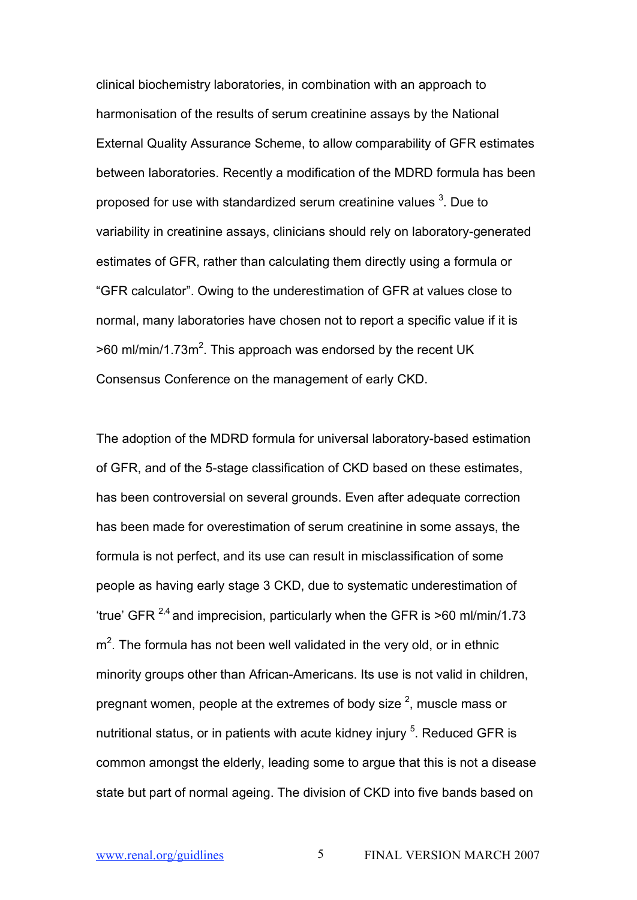clinical biochemistry laboratories, in combination with an approach to harmonisation of the results of serum creatinine assays by the National External Quality Assurance Scheme, to allow comparability of GFR estimates between laboratories. Recently a modification of the MDRD formula has been proposed for use with standardized serum creatinine values [3]. Due to variability in creatinine assays, clinicians should rely on laboratory-generated estimates of GFR, rather than calculating them directly using a formula or "GFR calculator". Owing to the underestimation of GFR at values close to normal, many laboratories have chosen not to report a specific value if it is >60 ml/min/1.73m$^2$. This approach was endorsed by the recent UK Consensus Conference on the management of early CKD.

The adoption of the MDRD formula for universal laboratory-based estimation of GFR, and of the 5-stage classification of CKD based on these estimates, has been controversial on several grounds. Even after adequate correction has been made for overestimation of serum creatinine in some assays, the formula is not perfect, and its use can result in misclassification of some people as having early stage 3 CKD, due to systematic underestimation of 'true' GFR [2,4] and imprecision, particularly when the GFR is >60 ml/min/1.73 m$^2$. The formula has not been well validated in the very old, or in ethnic minority groups other than African-Americans. Its use is not valid in children, pregnant women, people at the extremes of body size [2], muscle mass or nutritional status, or in patients with acute kidney injury [5]. Reduced GFR is common amongst the elderly, leading some to argue that this is not a disease state but part of normal ageing. The division of CKD into five bands based on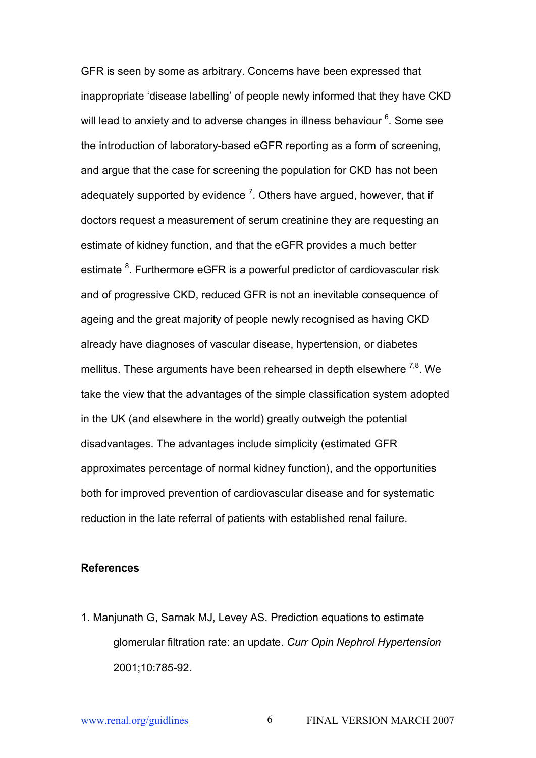GFR is seen by some as arbitrary. Concerns have been expressed that inappropriate 'disease labelling' of people newly informed that they have CKD will lead to anxiety and to adverse changes in illness behaviour [6]. Some see the introduction of laboratory-based eGFR reporting as a form of screening, and argue that the case for screening the population for CKD has not been adequately supported by evidence [7]. Others have argued, however, that if doctors request a measurement of serum creatinine they are requesting an estimate of kidney function, and that the eGFR provides a much better estimate [8]. Furthermore eGFR is a powerful predictor of cardiovascular risk and of progressive CKD, reduced GFR is not an inevitable consequence of ageing and the great majority of people newly recognised as having CKD already have diagnoses of vascular disease, hypertension, or diabetes mellitus. These arguments have been rehearsed in depth elsewhere [7,8]. We take the view that the advantages of the simple classification system adopted in the UK (and elsewhere in the world) greatly outweigh the potential disadvantages. The advantages include simplicity (estimated GFR approximates percentage of normal kidney function), and the opportunities both for improved prevention of cardiovascular disease and for systematic reduction in the late referral of patients with established renal failure.

**References**

1. Manjunath G, Sarnak MJ, Levey AS. Prediction equations to estimate glomerular filtration rate: an update. *Curr Opin Nephrol Hypertension* 2001;10:785-92.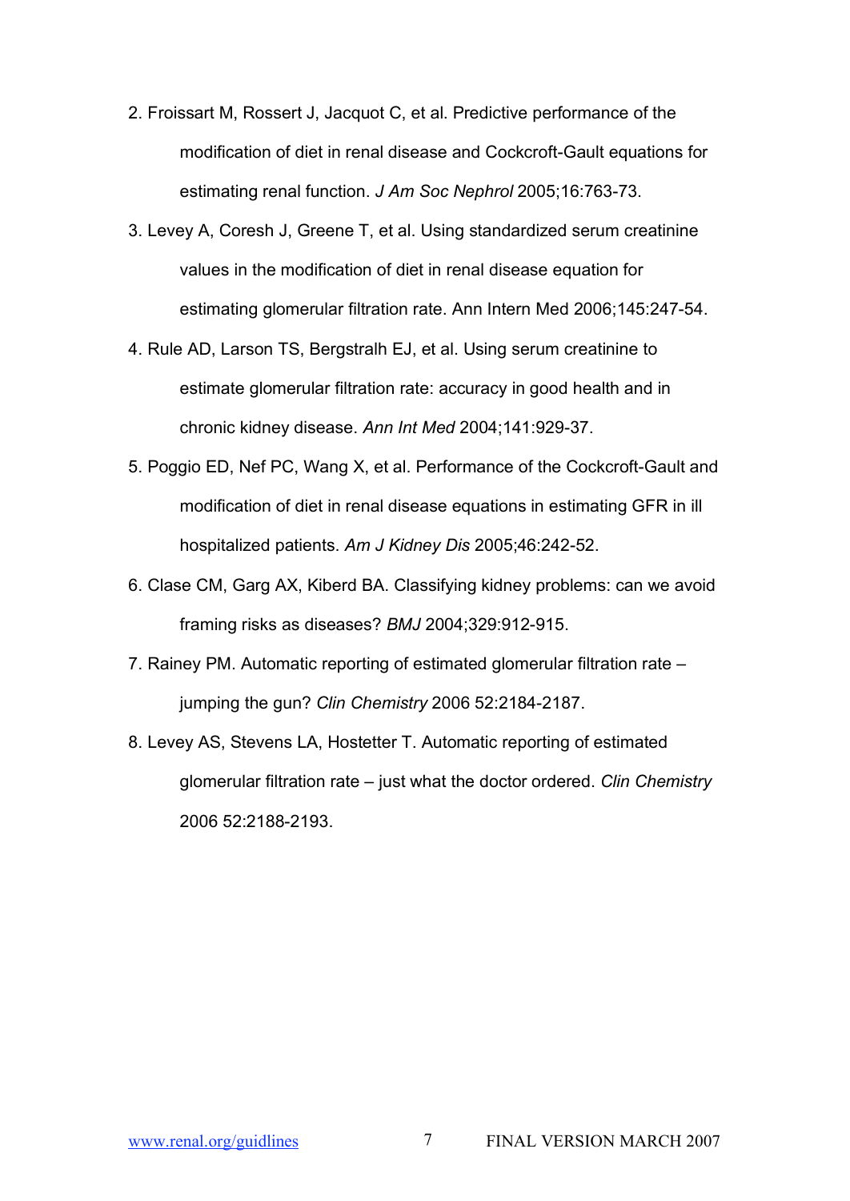2. Froissart M, Rossert J, Jacquot C, et al. Predictive performance of the modification of diet in renal disease and Cockcroft-Gault equations for estimating renal function. *J Am Soc Nephrol* 2005;16:763-73.
3. Levey A, Coresh J, Greene T, et al. Using standardized serum creatinine values in the modification of diet in renal disease equation for estimating glomerular filtration rate. Ann Intern Med 2006;145:247-54.
4. Rule AD, Larson TS, Bergstralh EJ, et al. Using serum creatinine to estimate glomerular filtration rate: accuracy in good health and in chronic kidney disease. *Ann Int Med* 2004;141:929-37.
5. Poggio ED, Nef PC, Wang X, et al. Performance of the Cockcroft-Gault and modification of diet in renal disease equations in estimating GFR in ill hospitalized patients. *Am J Kidney Dis* 2005;46:242-52.
6. Clase CM, Garg AX, Kiberd BA. Classifying kidney problems: can we avoid framing risks as diseases? *BMJ* 2004;329:912-915.
7. Rainey PM. Automatic reporting of estimated glomerular filtration rate – jumping the gun? *Clin Chemistry* 2006 52:2184-2187.
8. Levey AS, Stevens LA, Hostetter T. Automatic reporting of estimated glomerular filtration rate – just what the doctor ordered. *Clin Chemistry* 2006 52:2188-2193.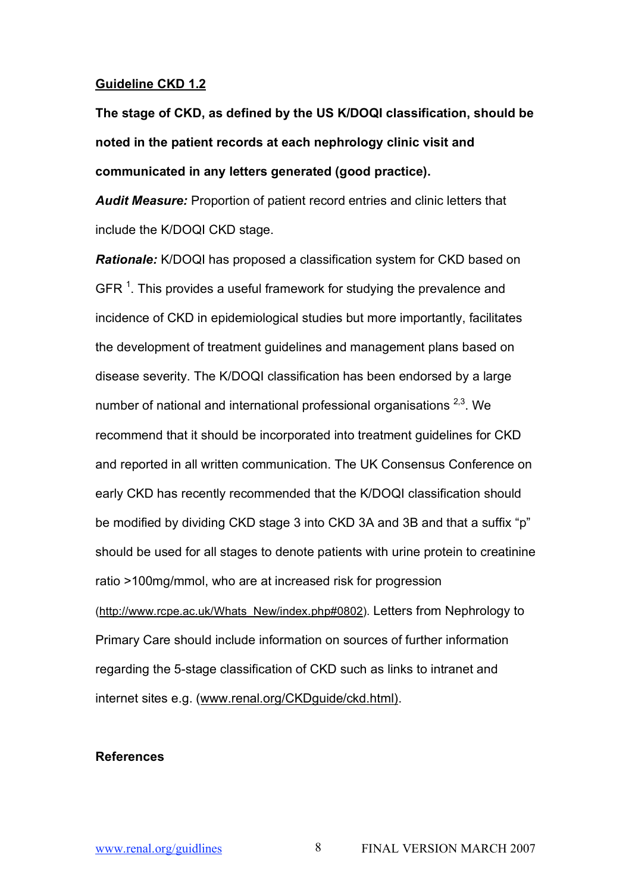## Guideline CKD 1.2

**The stage of CKD, as defined by the US K/DOQI classification, should be noted in the patient records at each nephrology clinic visit and communicated in any letters generated (good practice).**

***Audit Measure:*** Proportion of patient record entries and clinic letters that include the K/DOQI CKD stage.

***Rationale:*** K/DOQI has proposed a classification system for CKD based on GFR [1]. This provides a useful framework for studying the prevalence and incidence of CKD in epidemiological studies but more importantly, facilitates the development of treatment guidelines and management plans based on disease severity. The K/DOQI classification has been endorsed by a large number of national and international professional organisations [2,3]. We recommend that it should be incorporated into treatment guidelines for CKD and reported in all written communication. The UK Consensus Conference on early CKD has recently recommended that the K/DOQI classification should be modified by dividing CKD stage 3 into CKD 3A and 3B and that a suffix "p" should be used for all stages to denote patients with urine protein to creatinine ratio >100mg/mmol, who are at increased risk for progression (http://www.rcpe.ac.uk/Whats_New/index.php#0802). Letters from Nephrology to Primary Care should include information on sources of further information regarding the 5-stage classification of CKD such as links to intranet and internet sites e.g. (www.renal.org/CKDguide/ckd.html).

**References**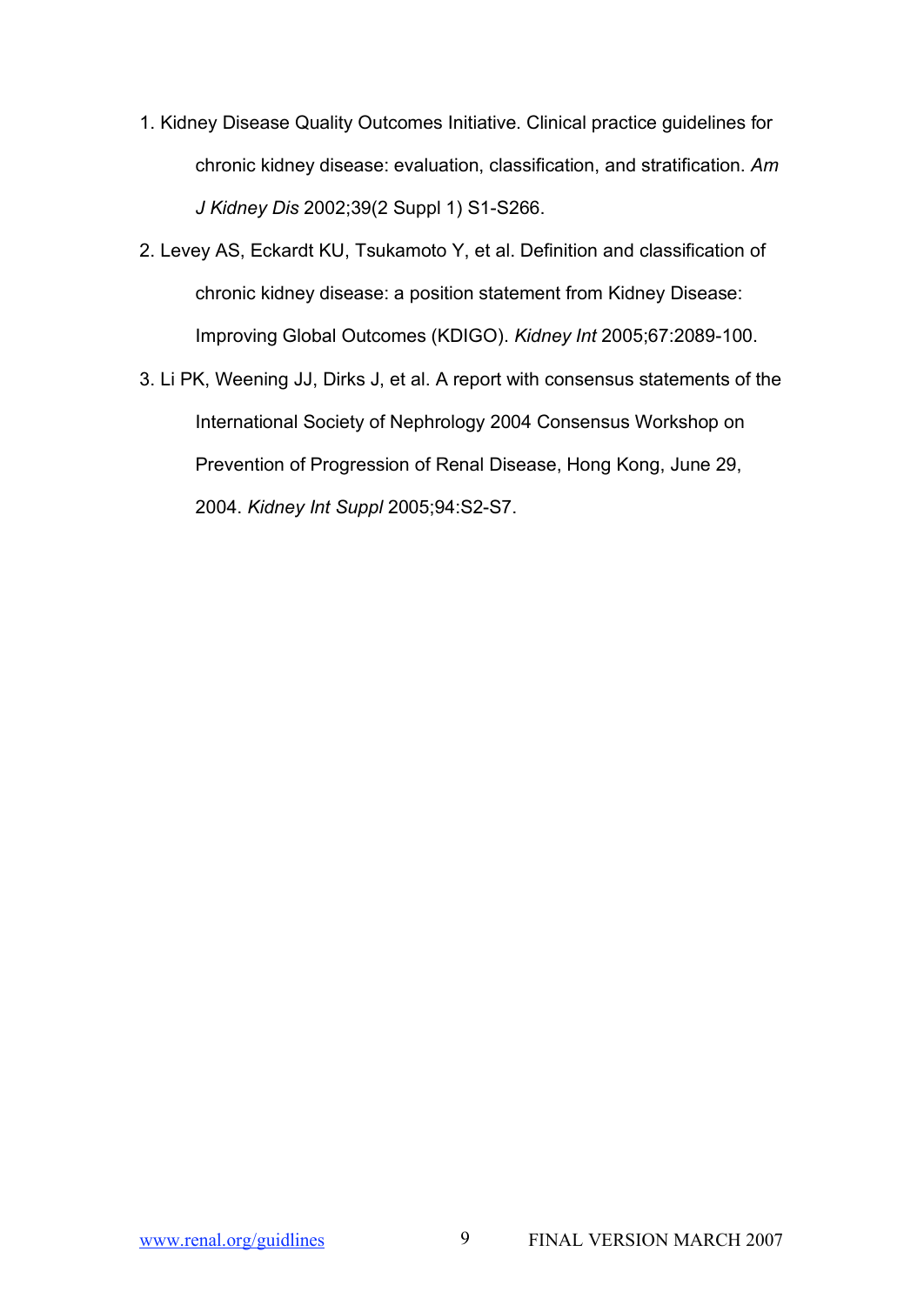1. Kidney Disease Quality Outcomes Initiative. Clinical practice guidelines for chronic kidney disease: evaluation, classification, and stratification. *Am J Kidney Dis* 2002;39(2 Suppl 1) S1-S266.
2. Levey AS, Eckardt KU, Tsukamoto Y, et al. Definition and classification of chronic kidney disease: a position statement from Kidney Disease: Improving Global Outcomes (KDIGO). *Kidney Int* 2005;67:2089-100.
3. Li PK, Weening JJ, Dirks J, et al. A report with consensus statements of the International Society of Nephrology 2004 Consensus Workshop on Prevention of Progression of Renal Disease, Hong Kong, June 29, 2004. *Kidney Int Suppl* 2005;94:S2-S7.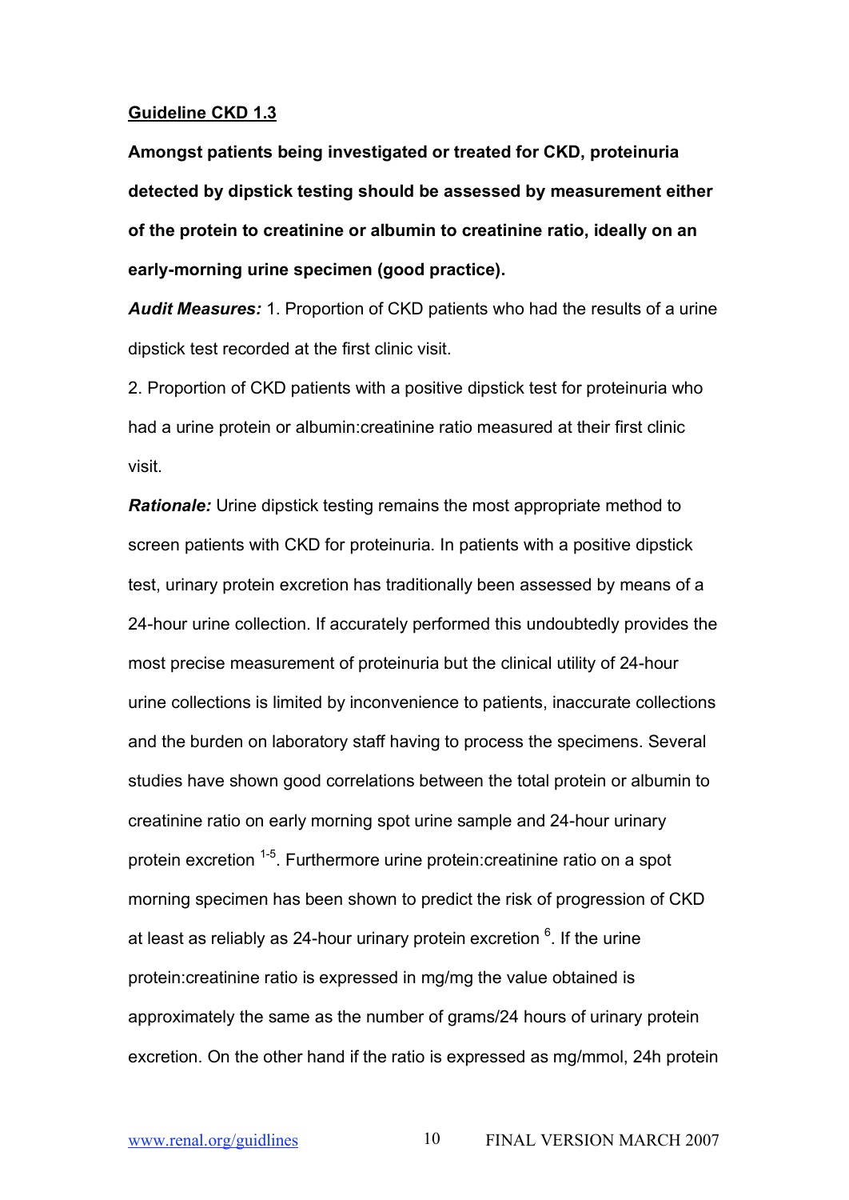**Guideline CKD 1.3**

**Amongst patients being investigated or treated for CKD, proteinuria detected by dipstick testing should be assessed by measurement either of the protein to creatinine or albumin to creatinine ratio, ideally on an early-morning urine specimen (good practice).**

***Audit Measures:*** 1. Proportion of CKD patients who had the results of a urine dipstick test recorded at the first clinic visit.

2. Proportion of CKD patients with a positive dipstick test for proteinuria who had a urine protein or albumin:creatinine ratio measured at their first clinic visit.

***Rationale:*** Urine dipstick testing remains the most appropriate method to screen patients with CKD for proteinuria. In patients with a positive dipstick test, urinary protein excretion has traditionally been assessed by means of a 24-hour urine collection. If accurately performed this undoubtedly provides the most precise measurement of proteinuria but the clinical utility of 24-hour urine collections is limited by inconvenience to patients, inaccurate collections and the burden on laboratory staff having to process the specimens. Several studies have shown good correlations between the total protein or albumin to creatinine ratio on early morning spot urine sample and 24-hour urinary protein excretion [1-5]. Furthermore urine protein:creatinine ratio on a spot morning specimen has been shown to predict the risk of progression of CKD at least as reliably as 24-hour urinary protein excretion [6]. If the urine protein:creatinine ratio is expressed in mg/mg the value obtained is approximately the same as the number of grams/24 hours of urinary protein excretion. On the other hand if the ratio is expressed as mg/mmol, 24h protein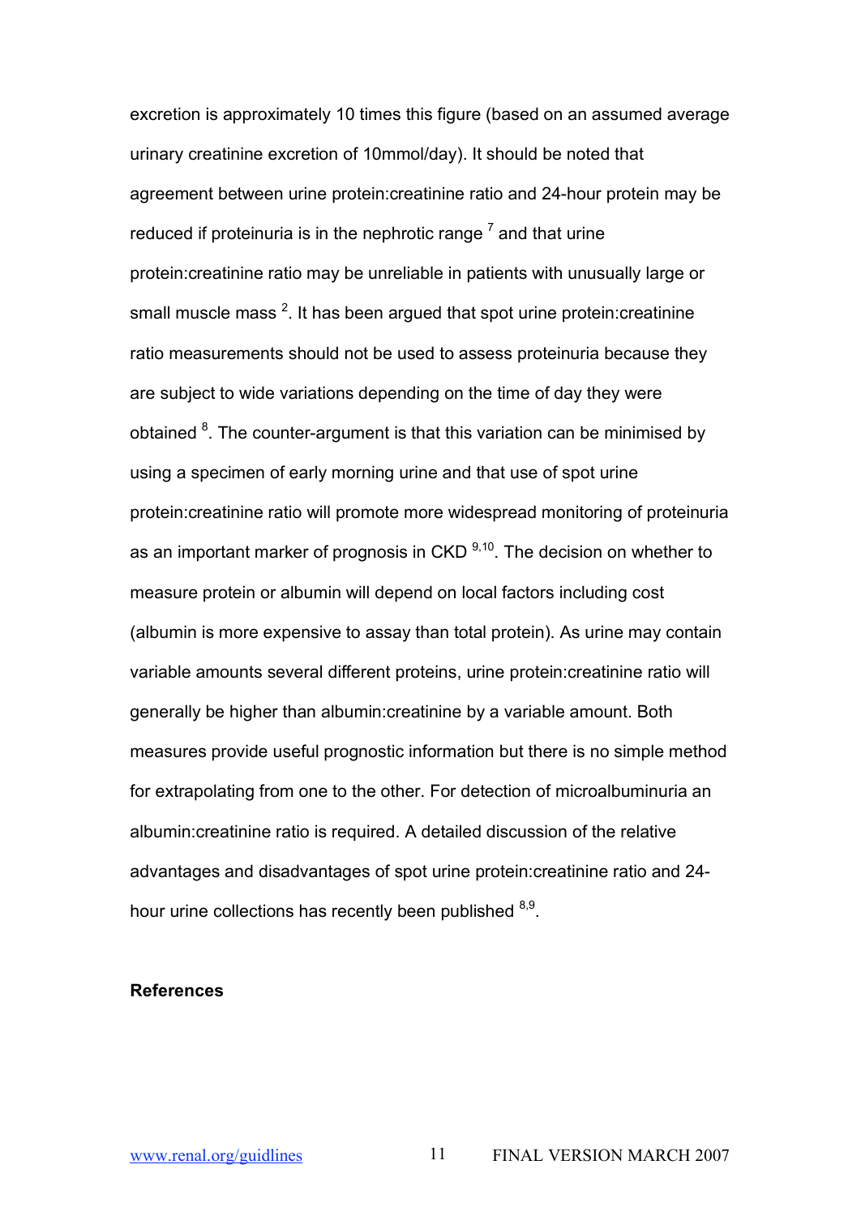excretion is approximately 10 times this figure (based on an assumed average urinary creatinine excretion of 10mmol/day). It should be noted that agreement between urine protein:creatinine ratio and 24-hour protein may be reduced if proteinuria is in the nephrotic range [7] and that urine protein:creatinine ratio may be unreliable in patients with unusually large or small muscle mass [2]. It has been argued that spot urine protein:creatinine ratio measurements should not be used to assess proteinuria because they are subject to wide variations depending on the time of day they were obtained [8]. The counter-argument is that this variation can be minimised by using a specimen of early morning urine and that use of spot urine protein:creatinine ratio will promote more widespread monitoring of proteinuria as an important marker of prognosis in CKD [9,10]. The decision on whether to measure protein or albumin will depend on local factors including cost (albumin is more expensive to assay than total protein). As urine may contain variable amounts several different proteins, urine protein:creatinine ratio will generally be higher than albumin:creatinine by a variable amount. Both measures provide useful prognostic information but there is no simple method for extrapolating from one to the other. For detection of microalbuminuria an albumin:creatinine ratio is required. A detailed discussion of the relative advantages and disadvantages of spot urine protein:creatinine ratio and 24-hour urine collections has recently been published [8,9].

**References**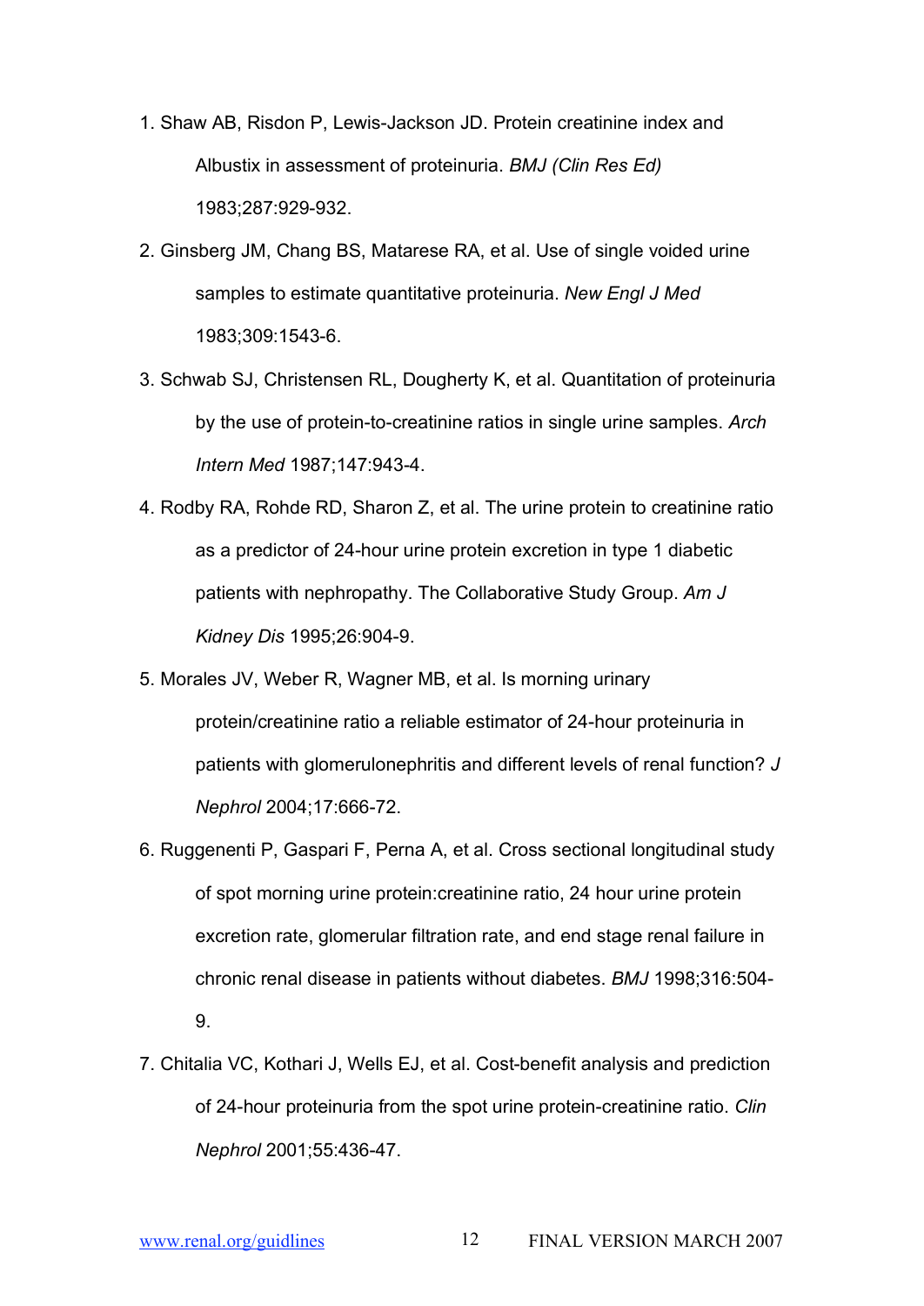1. Shaw AB, Risdon P, Lewis-Jackson JD. Protein creatinine index and Albustix in assessment of proteinuria. *BMJ (Clin Res Ed)* 1983;287:929-932.
2. Ginsberg JM, Chang BS, Matarese RA, et al. Use of single voided urine samples to estimate quantitative proteinuria. *New Engl J Med* 1983;309:1543-6.
3. Schwab SJ, Christensen RL, Dougherty K, et al. Quantitation of proteinuria by the use of protein-to-creatinine ratios in single urine samples. *Arch Intern Med* 1987;147:943-4.
4. Rodby RA, Rohde RD, Sharon Z, et al. The urine protein to creatinine ratio as a predictor of 24-hour urine protein excretion in type 1 diabetic patients with nephropathy. The Collaborative Study Group. *Am J Kidney Dis* 1995;26:904-9.
5. Morales JV, Weber R, Wagner MB, et al. Is morning urinary protein/creatinine ratio a reliable estimator of 24-hour proteinuria in patients with glomerulonephritis and different levels of renal function? *J Nephrol* 2004;17:666-72.
6. Ruggenenti P, Gaspari F, Perna A, et al. Cross sectional longitudinal study of spot morning urine protein:creatinine ratio, 24 hour urine protein excretion rate, glomerular filtration rate, and end stage renal failure in chronic renal disease in patients without diabetes. *BMJ* 1998;316:504-9.
7. Chitalia VC, Kothari J, Wells EJ, et al. Cost-benefit analysis and prediction of 24-hour proteinuria from the spot urine protein-creatinine ratio. *Clin Nephrol* 2001;55:436-47.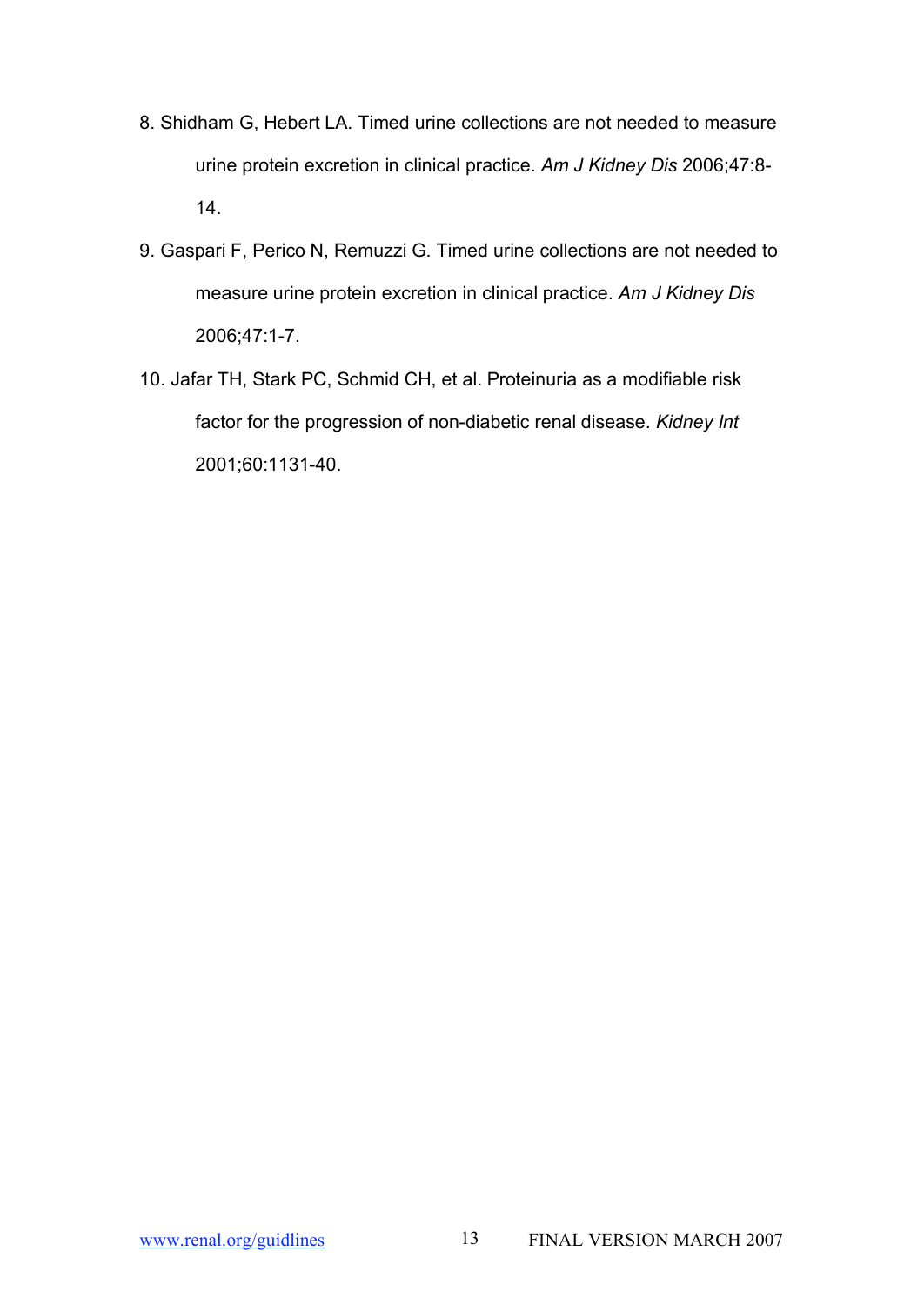8. Shidham G, Hebert LA. Timed urine collections are not needed to measure urine protein excretion in clinical practice. *Am J Kidney Dis* 2006;47:8-14.
9. Gaspari F, Perico N, Remuzzi G. Timed urine collections are not needed to measure urine protein excretion in clinical practice. *Am J Kidney Dis* 2006;47:1-7.
10. Jafar TH, Stark PC, Schmid CH, et al. Proteinuria as a modifiable risk factor for the progression of non-diabetic renal disease. *Kidney Int* 2001;60:1131-40.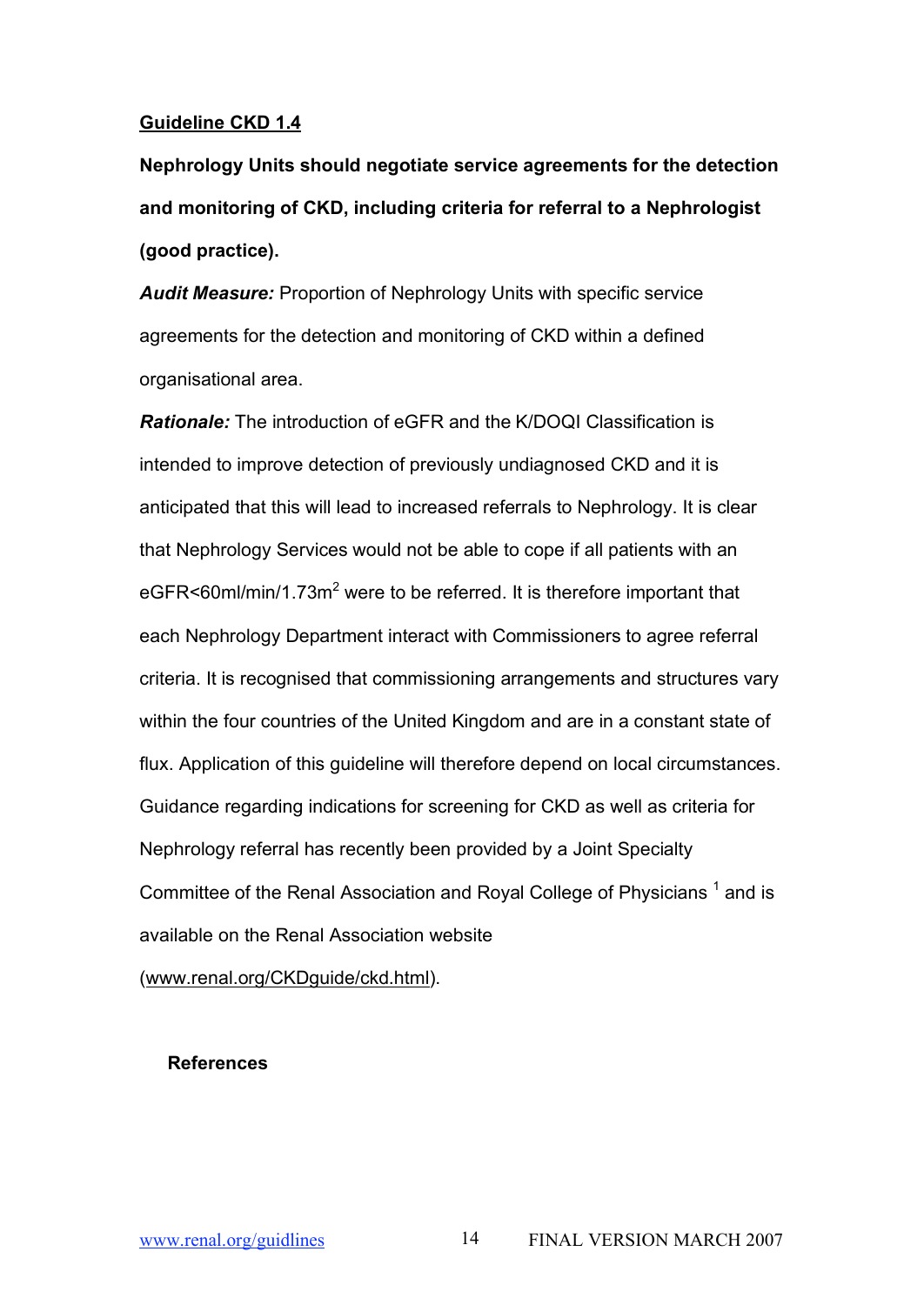**Guideline CKD 1.4**

**Nephrology Units should negotiate service agreements for the detection and monitoring of CKD, including criteria for referral to a Nephrologist (good practice).**

***Audit Measure:*** Proportion of Nephrology Units with specific service agreements for the detection and monitoring of CKD within a defined organisational area.

***Rationale:*** The introduction of eGFR and the K/DOQI Classification is intended to improve detection of previously undiagnosed CKD and it is anticipated that this will lead to increased referrals to Nephrology. It is clear that Nephrology Services would not be able to cope if all patients with an eGFR<60ml/min/1.73m$^2$ were to be referred. It is therefore important that each Nephrology Department interact with Commissioners to agree referral criteria. It is recognised that commissioning arrangements and structures vary within the four countries of the United Kingdom and are in a constant state of flux. Application of this guideline will therefore depend on local circumstances. Guidance regarding indications for screening for CKD as well as criteria for Nephrology referral has recently been provided by a Joint Specialty Committee of the Renal Association and Royal College of Physicians [1] and is available on the Renal Association website (www.renal.org/CKDguide/ckd.html).

**References**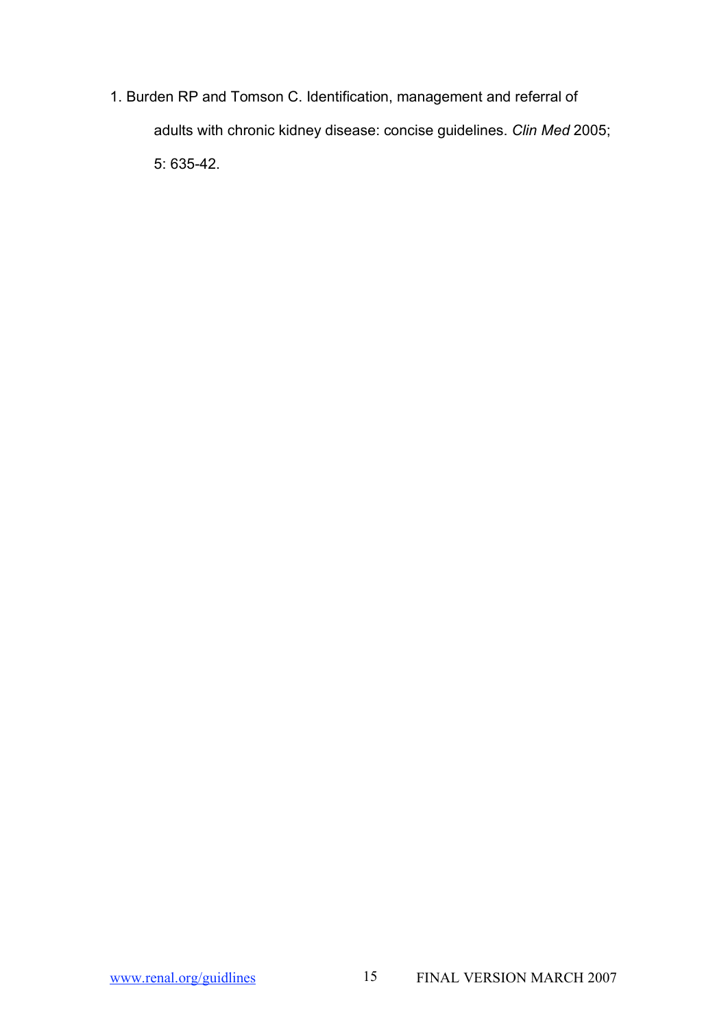1. Burden RP and Tomson C. Identification, management and referral of adults with chronic kidney disease: concise guidelines. *Clin Med* 2005; 5: 635-42.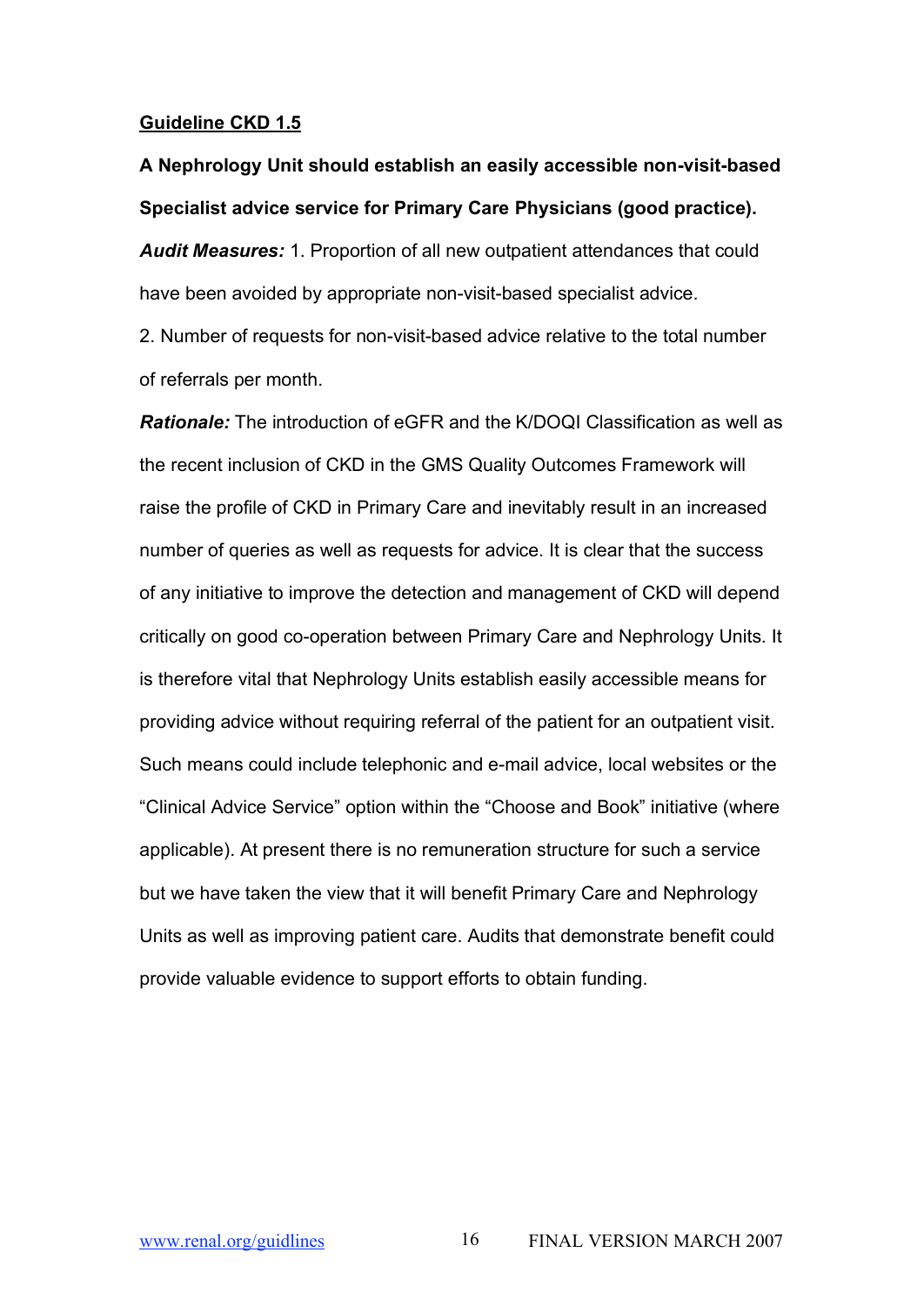## Guideline CKD 1.5

**A Nephrology Unit should establish an easily accessible non-visit-based Specialist advice service for Primary Care Physicians (good practice).**

***Audit Measures:*** 1. Proportion of all new outpatient attendances that could have been avoided by appropriate non-visit-based specialist advice.

2. Number of requests for non-visit-based advice relative to the total number of referrals per month.

***Rationale:*** The introduction of eGFR and the K/DOQI Classification as well as the recent inclusion of CKD in the GMS Quality Outcomes Framework will raise the profile of CKD in Primary Care and inevitably result in an increased number of queries as well as requests for advice. It is clear that the success of any initiative to improve the detection and management of CKD will depend critically on good co-operation between Primary Care and Nephrology Units. It is therefore vital that Nephrology Units establish easily accessible means for providing advice without requiring referral of the patient for an outpatient visit. Such means could include telephonic and e-mail advice, local websites or the "Clinical Advice Service" option within the "Choose and Book" initiative (where applicable). At present there is no remuneration structure for such a service but we have taken the view that it will benefit Primary Care and Nephrology Units as well as improving patient care. Audits that demonstrate benefit could provide valuable evidence to support efforts to obtain funding.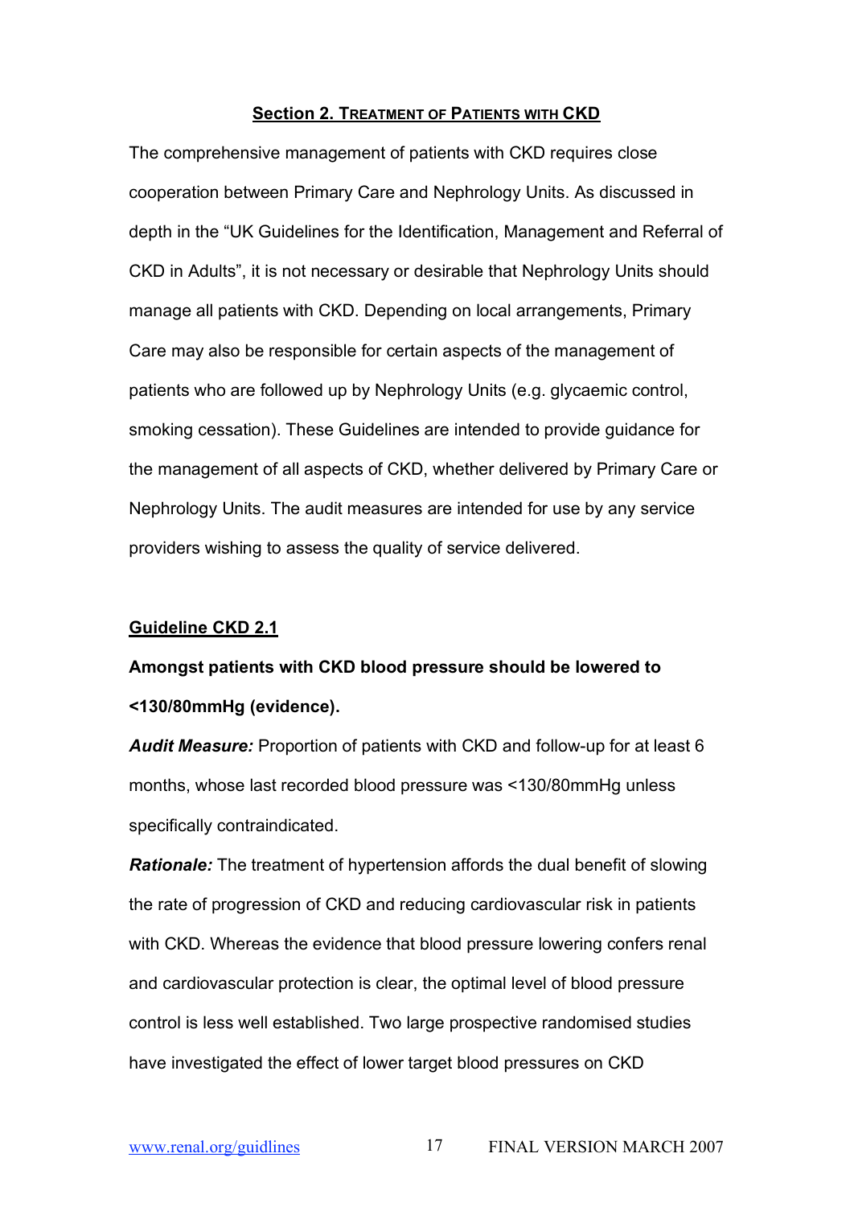## Section 2. Treatment of Patients with CKD

The comprehensive management of patients with CKD requires close cooperation between Primary Care and Nephrology Units. As discussed in depth in the "UK Guidelines for the Identification, Management and Referral of CKD in Adults", it is not necessary or desirable that Nephrology Units should manage all patients with CKD. Depending on local arrangements, Primary Care may also be responsible for certain aspects of the management of patients who are followed up by Nephrology Units (e.g. glycaemic control, smoking cessation). These Guidelines are intended to provide guidance for the management of all aspects of CKD, whether delivered by Primary Care or Nephrology Units. The audit measures are intended for use by any service providers wishing to assess the quality of service delivered.

### Guideline CKD 2.1

**Amongst patients with CKD blood pressure should be lowered to <130/80mmHg (evidence).**

***Audit Measure:*** Proportion of patients with CKD and follow-up for at least 6 months, whose last recorded blood pressure was <130/80mmHg unless specifically contraindicated.

***Rationale:*** The treatment of hypertension affords the dual benefit of slowing the rate of progression of CKD and reducing cardiovascular risk in patients with CKD. Whereas the evidence that blood pressure lowering confers renal and cardiovascular protection is clear, the optimal level of blood pressure control is less well established. Two large prospective randomised studies have investigated the effect of lower target blood pressures on CKD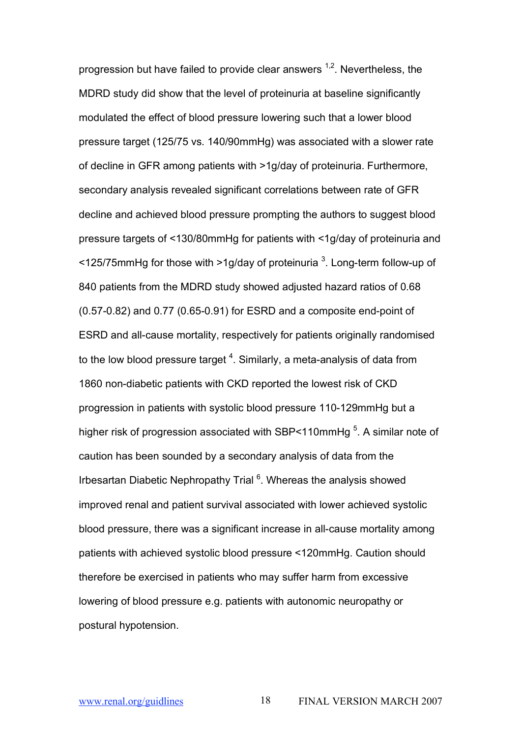progression but have failed to provide clear answers [1,2]. Nevertheless, the MDRD study did show that the level of proteinuria at baseline significantly modulated the effect of blood pressure lowering such that a lower blood pressure target (125/75 vs. 140/90mmHg) was associated with a slower rate of decline in GFR among patients with >1g/day of proteinuria. Furthermore, secondary analysis revealed significant correlations between rate of GFR decline and achieved blood pressure prompting the authors to suggest blood pressure targets of <130/80mmHg for patients with <1g/day of proteinuria and <125/75mmHg for those with >1g/day of proteinuria [3]. Long-term follow-up of 840 patients from the MDRD study showed adjusted hazard ratios of 0.68 (0.57-0.82) and 0.77 (0.65-0.91) for ESRD and a composite end-point of ESRD and all-cause mortality, respectively for patients originally randomised to the low blood pressure target [4]. Similarly, a meta-analysis of data from 1860 non-diabetic patients with CKD reported the lowest risk of CKD progression in patients with systolic blood pressure 110-129mmHg but a higher risk of progression associated with SBP<110mmHg [5]. A similar note of caution has been sounded by a secondary analysis of data from the Irbesartan Diabetic Nephropathy Trial [6]. Whereas the analysis showed improved renal and patient survival associated with lower achieved systolic blood pressure, there was a significant increase in all-cause mortality among patients with achieved systolic blood pressure <120mmHg. Caution should therefore be exercised in patients who may suffer harm from excessive lowering of blood pressure e.g. patients with autonomic neuropathy or postural hypotension.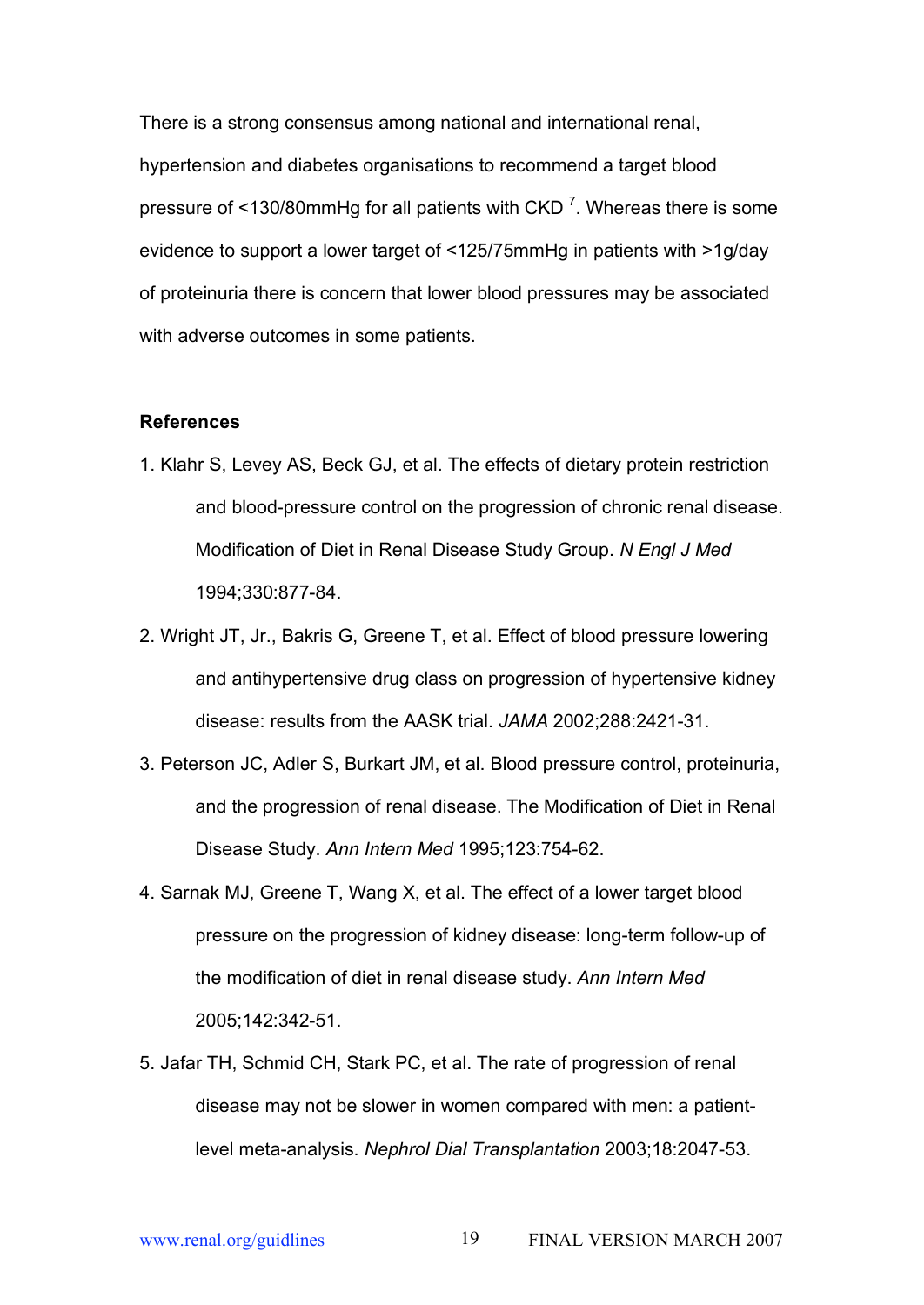There is a strong consensus among national and international renal, hypertension and diabetes organisations to recommend a target blood pressure of <130/80mmHg for all patients with CKD [7]. Whereas there is some evidence to support a lower target of <125/75mmHg in patients with >1g/day of proteinuria there is concern that lower blood pressures may be associated with adverse outcomes in some patients.

**References**

1. Klahr S, Levey AS, Beck GJ, et al. The effects of dietary protein restriction and blood-pressure control on the progression of chronic renal disease. Modification of Diet in Renal Disease Study Group. *N Engl J Med* 1994;330:877-84.
2. Wright JT, Jr., Bakris G, Greene T, et al. Effect of blood pressure lowering and antihypertensive drug class on progression of hypertensive kidney disease: results from the AASK trial. *JAMA* 2002;288:2421-31.
3. Peterson JC, Adler S, Burkart JM, et al. Blood pressure control, proteinuria, and the progression of renal disease. The Modification of Diet in Renal Disease Study. *Ann Intern Med* 1995;123:754-62.
4. Sarnak MJ, Greene T, Wang X, et al. The effect of a lower target blood pressure on the progression of kidney disease: long-term follow-up of the modification of diet in renal disease study. *Ann Intern Med* 2005;142:342-51.
5. Jafar TH, Schmid CH, Stark PC, et al. The rate of progression of renal disease may not be slower in women compared with men: a patient-level meta-analysis. *Nephrol Dial Transplantation* 2003;18:2047-53.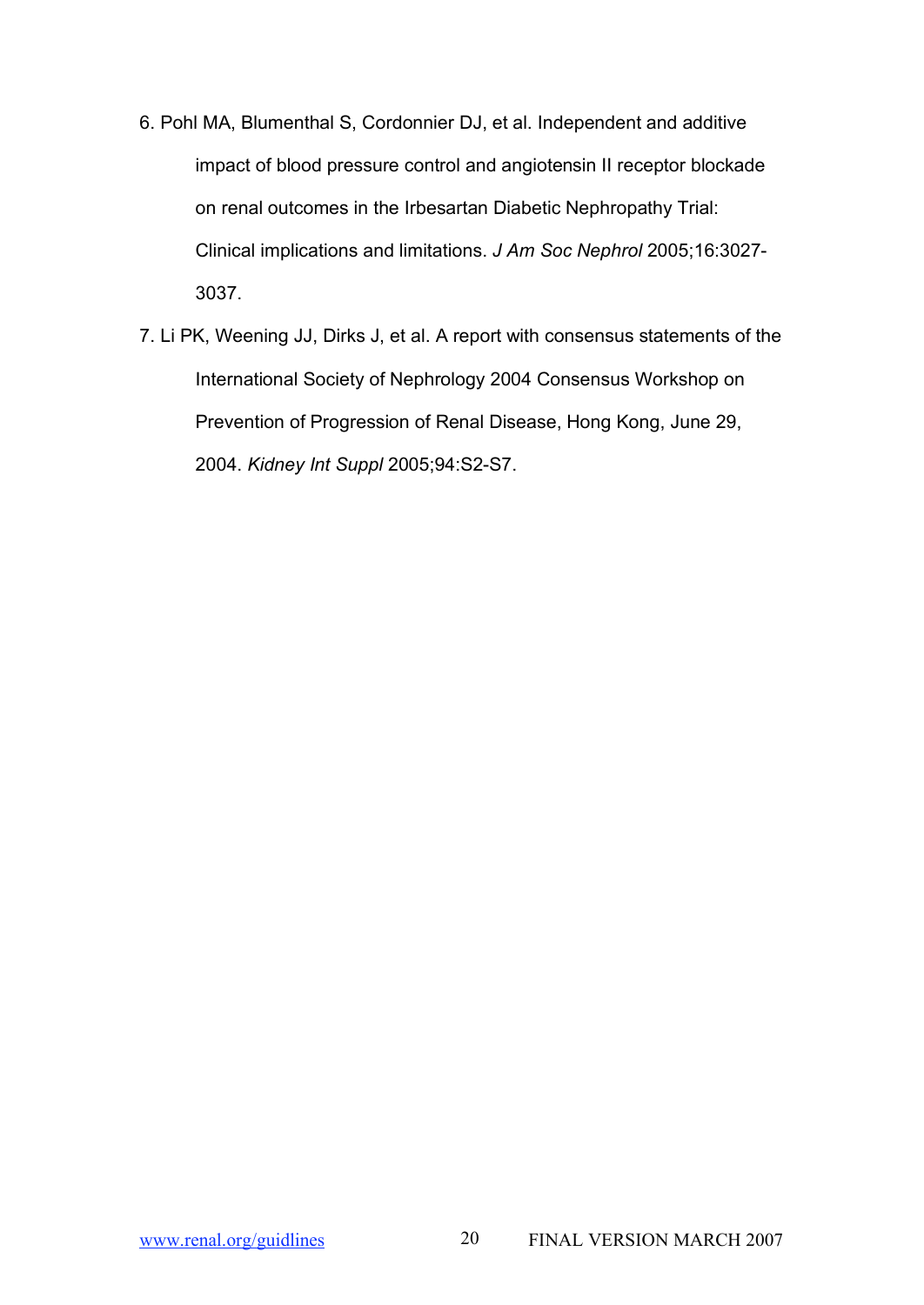6. Pohl MA, Blumenthal S, Cordonnier DJ, et al. Independent and additive impact of blood pressure control and angiotensin II receptor blockade on renal outcomes in the Irbesartan Diabetic Nephropathy Trial: Clinical implications and limitations. *J Am Soc Nephrol* 2005;16:3027-3037.

7. Li PK, Weening JJ, Dirks J, et al. A report with consensus statements of the International Society of Nephrology 2004 Consensus Workshop on Prevention of Progression of Renal Disease, Hong Kong, June 29, 2004. *Kidney Int Suppl* 2005;94:S2-S7.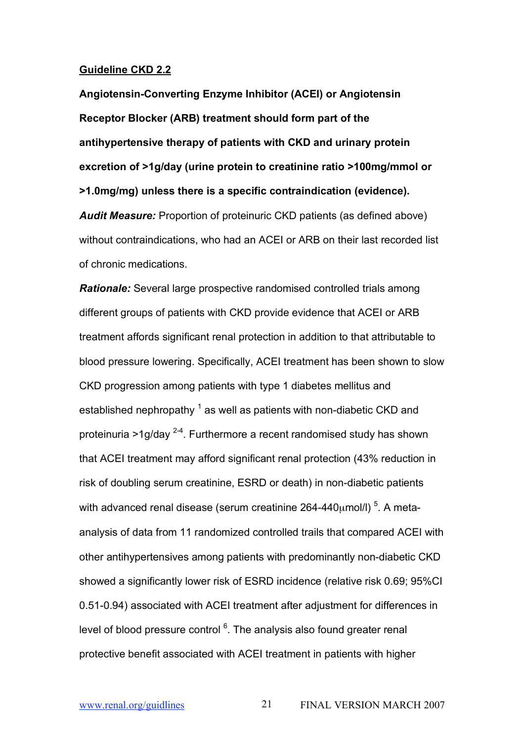**Guideline CKD 2.2**

**Angiotensin-Converting Enzyme Inhibitor (ACEI) or Angiotensin Receptor Blocker (ARB) treatment should form part of the antihypertensive therapy of patients with CKD and urinary protein excretion of >1g/day (urine protein to creatinine ratio >100mg/mmol or >1.0mg/mg) unless there is a specific contraindication (evidence).**

***Audit Measure:*** Proportion of proteinuric CKD patients (as defined above) without contraindications, who had an ACEI or ARB on their last recorded list of chronic medications.

***Rationale:*** Several large prospective randomised controlled trials among different groups of patients with CKD provide evidence that ACEI or ARB treatment affords significant renal protection in addition to that attributable to blood pressure lowering. Specifically, ACEI treatment has been shown to slow CKD progression among patients with type 1 diabetes mellitus and established nephropathy [1] as well as patients with non-diabetic CKD and proteinuria >1g/day [2-4]. Furthermore a recent randomised study has shown that ACEI treatment may afford significant renal protection (43% reduction in risk of doubling serum creatinine, ESRD or death) in non-diabetic patients with advanced renal disease (serum creatinine 264-440μmol/l) [5]. A meta-analysis of data from 11 randomized controlled trails that compared ACEI with other antihypertensives among patients with predominantly non-diabetic CKD showed a significantly lower risk of ESRD incidence (relative risk 0.69; 95%CI 0.51-0.94) associated with ACEI treatment after adjustment for differences in level of blood pressure control [6]. The analysis also found greater renal protective benefit associated with ACEI treatment in patients with higher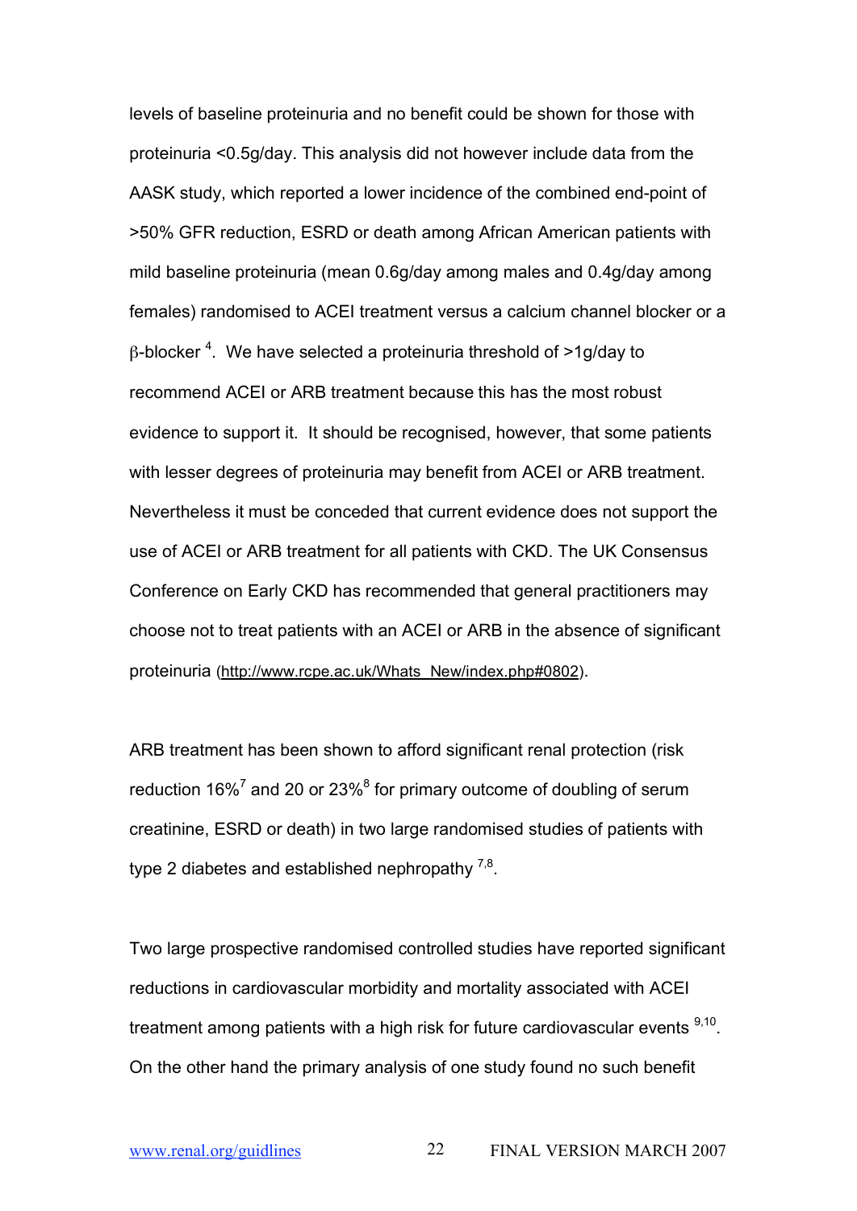levels of baseline proteinuria and no benefit could be shown for those with proteinuria <0.5g/day. This analysis did not however include data from the AASK study, which reported a lower incidence of the combined end-point of >50% GFR reduction, ESRD or death among African American patients with mild baseline proteinuria (mean 0.6g/day among males and 0.4g/day among females) randomised to ACEI treatment versus a calcium channel blocker or a β-blocker [4]. We have selected a proteinuria threshold of >1g/day to recommend ACEI or ARB treatment because this has the most robust evidence to support it. It should be recognised, however, that some patients with lesser degrees of proteinuria may benefit from ACEI or ARB treatment. Nevertheless it must be conceded that current evidence does not support the use of ACEI or ARB treatment for all patients with CKD. The UK Consensus Conference on Early CKD has recommended that general practitioners may choose not to treat patients with an ACEI or ARB in the absence of significant proteinuria (http://www.rcpe.ac.uk/Whats_New/index.php#0802).

ARB treatment has been shown to afford significant renal protection (risk reduction 16%[7] and 20 or 23%[8] for primary outcome of doubling of serum creatinine, ESRD or death) in two large randomised studies of patients with type 2 diabetes and established nephropathy [7,8].

Two large prospective randomised controlled studies have reported significant reductions in cardiovascular morbidity and mortality associated with ACEI treatment among patients with a high risk for future cardiovascular events [9,10]. On the other hand the primary analysis of one study found no such benefit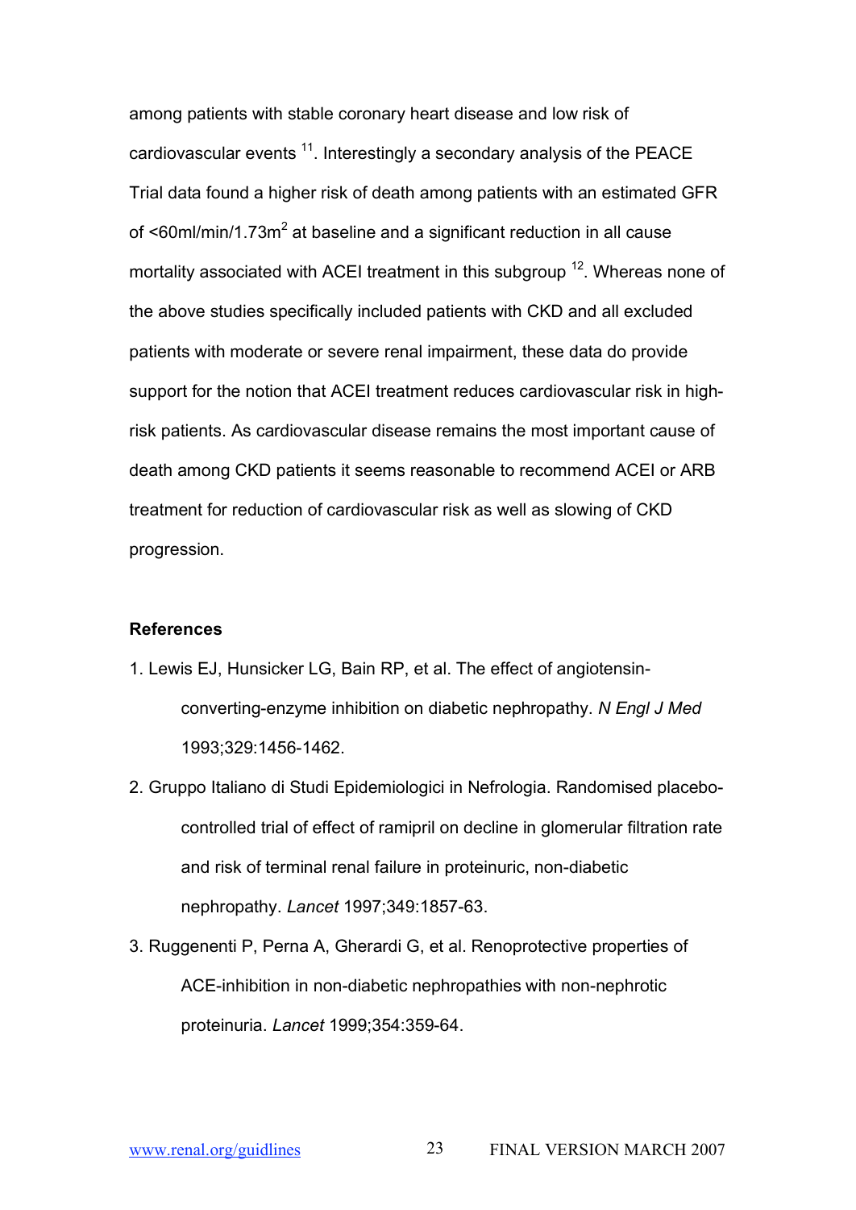among patients with stable coronary heart disease and low risk of cardiovascular events [11]. Interestingly a secondary analysis of the PEACE Trial data found a higher risk of death among patients with an estimated GFR of <60ml/min/1.73m$^2$ at baseline and a significant reduction in all cause mortality associated with ACEI treatment in this subgroup [12]. Whereas none of the above studies specifically included patients with CKD and all excluded patients with moderate or severe renal impairment, these data do provide support for the notion that ACEI treatment reduces cardiovascular risk in high-risk patients. As cardiovascular disease remains the most important cause of death among CKD patients it seems reasonable to recommend ACEI or ARB treatment for reduction of cardiovascular risk as well as slowing of CKD progression.

**References**

1. Lewis EJ, Hunsicker LG, Bain RP, et al. The effect of angiotensin-converting-enzyme inhibition on diabetic nephropathy. *N Engl J Med* 1993;329:1456-1462.
2. Gruppo Italiano di Studi Epidemiologici in Nefrologia. Randomised placebo-controlled trial of effect of ramipril on decline in glomerular filtration rate and risk of terminal renal failure in proteinuric, non-diabetic nephropathy. *Lancet* 1997;349:1857-63.
3. Ruggenenti P, Perna A, Gherardi G, et al. Renoprotective properties of ACE-inhibition in non-diabetic nephropathies with non-nephrotic proteinuria. *Lancet* 1999;354:359-64.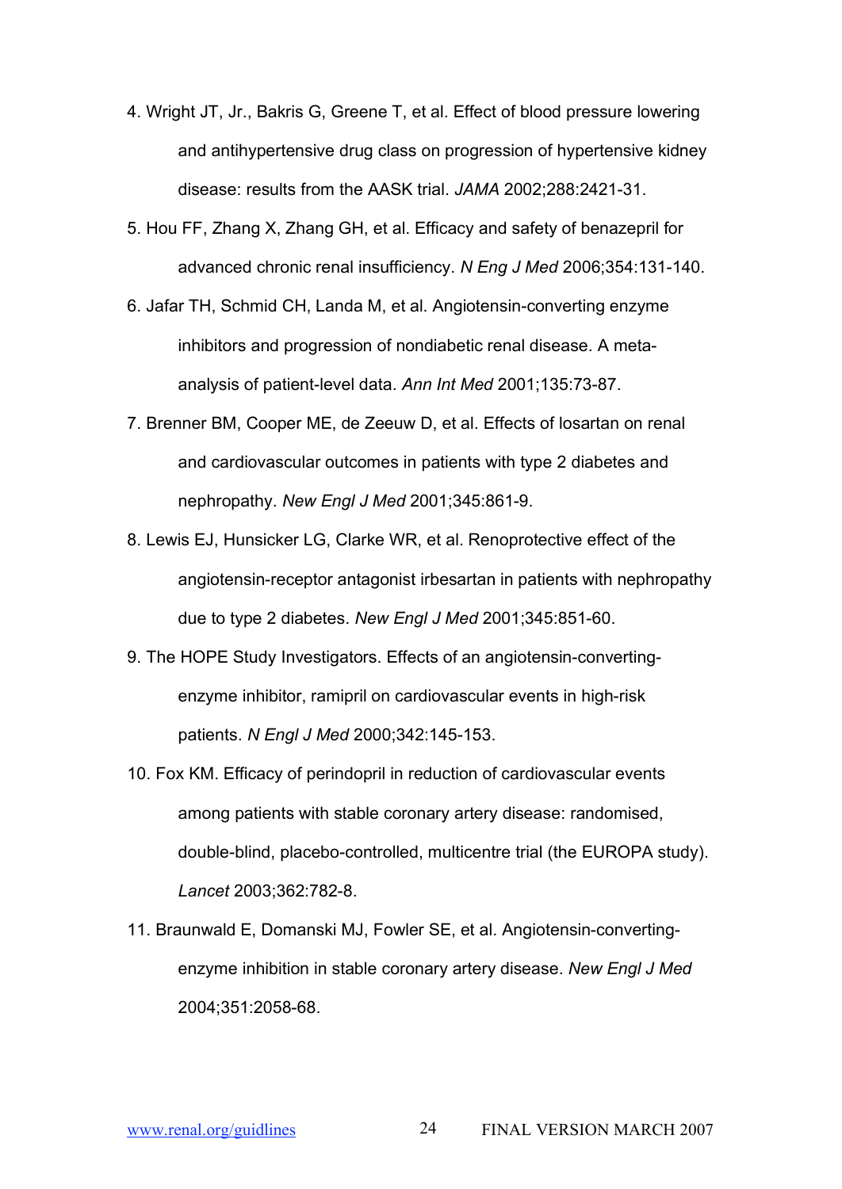4. Wright JT, Jr., Bakris G, Greene T, et al. Effect of blood pressure lowering and antihypertensive drug class on progression of hypertensive kidney disease: results from the AASK trial. *JAMA* 2002;288:2421-31.
5. Hou FF, Zhang X, Zhang GH, et al. Efficacy and safety of benazepril for advanced chronic renal insufficiency. *N Eng J Med* 2006;354:131-140.
6. Jafar TH, Schmid CH, Landa M, et al. Angiotensin-converting enzyme inhibitors and progression of nondiabetic renal disease. A meta-analysis of patient-level data. *Ann Int Med* 2001;135:73-87.
7. Brenner BM, Cooper ME, de Zeeuw D, et al. Effects of losartan on renal and cardiovascular outcomes in patients with type 2 diabetes and nephropathy. *New Engl J Med* 2001;345:861-9.
8. Lewis EJ, Hunsicker LG, Clarke WR, et al. Renoprotective effect of the angiotensin-receptor antagonist irbesartan in patients with nephropathy due to type 2 diabetes. *New Engl J Med* 2001;345:851-60.
9. The HOPE Study Investigators. Effects of an angiotensin-converting-enzyme inhibitor, ramipril on cardiovascular events in high-risk patients. *N Engl J Med* 2000;342:145-153.
10. Fox KM. Efficacy of perindopril in reduction of cardiovascular events among patients with stable coronary artery disease: randomised, double-blind, placebo-controlled, multicentre trial (the EUROPA study). *Lancet* 2003;362:782-8.
11. Braunwald E, Domanski MJ, Fowler SE, et al. Angiotensin-converting-enzyme inhibition in stable coronary artery disease. *New Engl J Med* 2004;351:2058-68.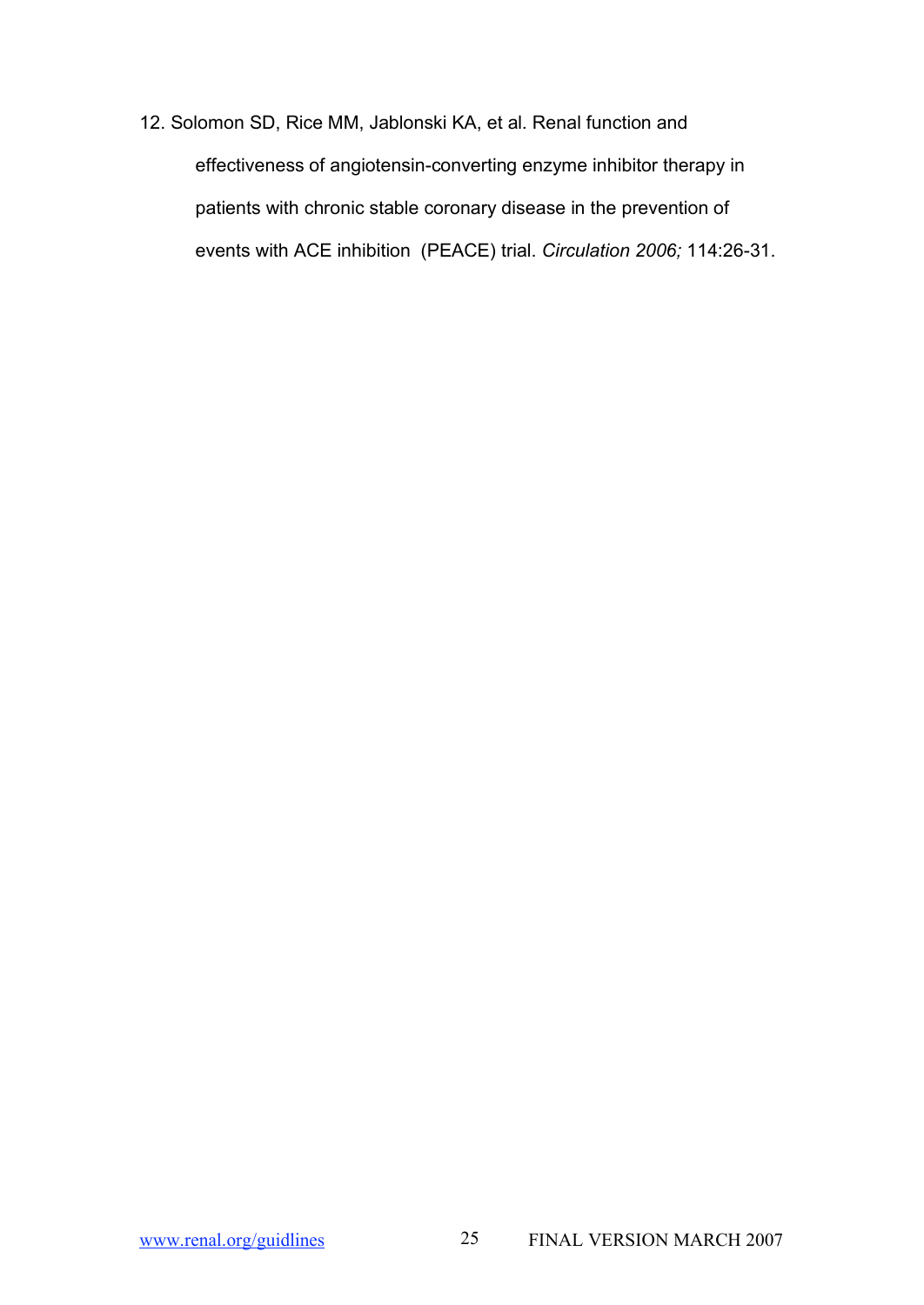12. Solomon SD, Rice MM, Jablonski KA, et al. Renal function and effectiveness of angiotensin-converting enzyme inhibitor therapy in patients with chronic stable coronary disease in the prevention of events with ACE inhibition (PEACE) trial. *Circulation 2006;* 114:26-31.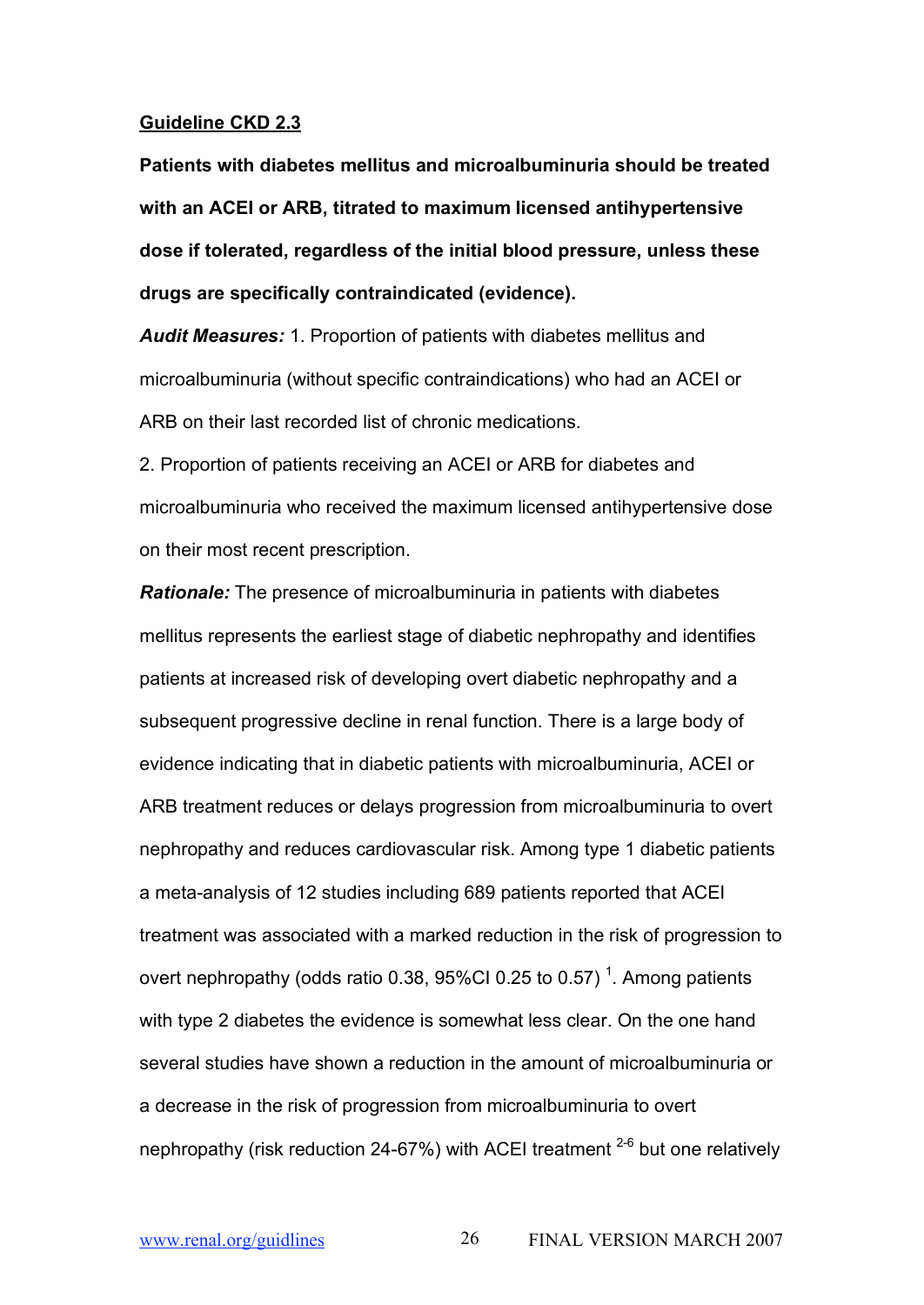**Guideline CKD 2.3**

**Patients with diabetes mellitus and microalbuminuria should be treated with an ACEI or ARB, titrated to maximum licensed antihypertensive dose if tolerated, regardless of the initial blood pressure, unless these drugs are specifically contraindicated (evidence).**

***Audit Measures:*** 1. Proportion of patients with diabetes mellitus and microalbuminuria (without specific contraindications) who had an ACEI or ARB on their last recorded list of chronic medications.

2. Proportion of patients receiving an ACEI or ARB for diabetes and microalbuminuria who received the maximum licensed antihypertensive dose on their most recent prescription.

***Rationale:*** The presence of microalbuminuria in patients with diabetes mellitus represents the earliest stage of diabetic nephropathy and identifies patients at increased risk of developing overt diabetic nephropathy and a subsequent progressive decline in renal function. There is a large body of evidence indicating that in diabetic patients with microalbuminuria, ACEI or ARB treatment reduces or delays progression from microalbuminuria to overt nephropathy and reduces cardiovascular risk. Among type 1 diabetic patients a meta-analysis of 12 studies including 689 patients reported that ACEI treatment was associated with a marked reduction in the risk of progression to overt nephropathy (odds ratio 0.38, 95%CI 0.25 to 0.57) [1]. Among patients with type 2 diabetes the evidence is somewhat less clear. On the one hand several studies have shown a reduction in the amount of microalbuminuria or a decrease in the risk of progression from microalbuminuria to overt nephropathy (risk reduction 24-67%) with ACEI treatment [2-6] but one relatively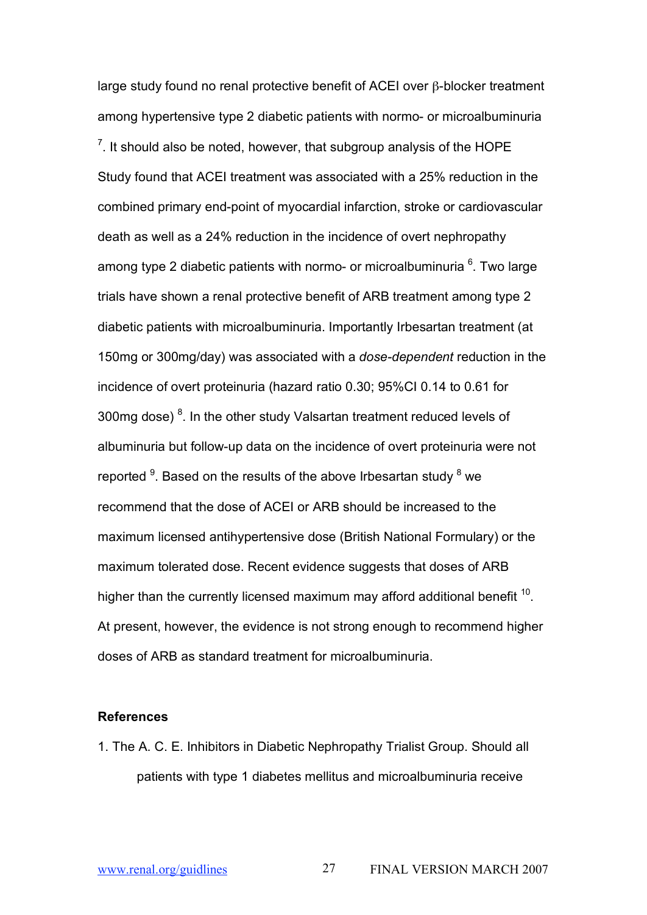large study found no renal protective benefit of ACEI over β-blocker treatment among hypertensive type 2 diabetic patients with normo- or microalbuminuria [7]. It should also be noted, however, that subgroup analysis of the HOPE Study found that ACEI treatment was associated with a 25% reduction in the combined primary end-point of myocardial infarction, stroke or cardiovascular death as well as a 24% reduction in the incidence of overt nephropathy among type 2 diabetic patients with normo- or microalbuminuria [6]. Two large trials have shown a renal protective benefit of ARB treatment among type 2 diabetic patients with microalbuminuria. Importantly Irbesartan treatment (at 150mg or 300mg/day) was associated with a *dose-dependent* reduction in the incidence of overt proteinuria (hazard ratio 0.30; 95%CI 0.14 to 0.61 for 300mg dose) [8]. In the other study Valsartan treatment reduced levels of albuminuria but follow-up data on the incidence of overt proteinuria were not reported [9]. Based on the results of the above Irbesartan study [8] we recommend that the dose of ACEI or ARB should be increased to the maximum licensed antihypertensive dose (British National Formulary) or the maximum tolerated dose. Recent evidence suggests that doses of ARB higher than the currently licensed maximum may afford additional benefit [10]. At present, however, the evidence is not strong enough to recommend higher doses of ARB as standard treatment for microalbuminuria.

**References**

1. The A. C. E. Inhibitors in Diabetic Nephropathy Trialist Group. Should all patients with type 1 diabetes mellitus and microalbuminuria receive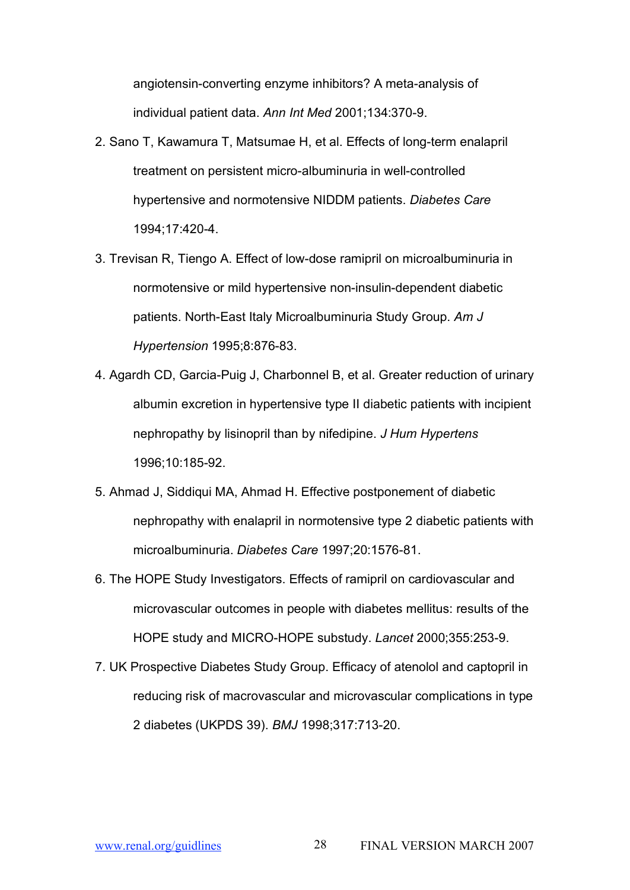angiotensin-converting enzyme inhibitors? A meta-analysis of individual patient data. *Ann Int Med* 2001;134:370-9.

2. Sano T, Kawamura T, Matsumae H, et al. Effects of long-term enalapril treatment on persistent micro-albuminuria in well-controlled hypertensive and normotensive NIDDM patients. *Diabetes Care* 1994;17:420-4.
3. Trevisan R, Tiengo A. Effect of low-dose ramipril on microalbuminuria in normotensive or mild hypertensive non-insulin-dependent diabetic patients. North-East Italy Microalbuminuria Study Group. *Am J Hypertension* 1995;8:876-83.
4. Agardh CD, Garcia-Puig J, Charbonnel B, et al. Greater reduction of urinary albumin excretion in hypertensive type II diabetic patients with incipient nephropathy by lisinopril than by nifedipine. *J Hum Hypertens* 1996;10:185-92.
5. Ahmad J, Siddiqui MA, Ahmad H. Effective postponement of diabetic nephropathy with enalapril in normotensive type 2 diabetic patients with microalbuminuria. *Diabetes Care* 1997;20:1576-81.
6. The HOPE Study Investigators. Effects of ramipril on cardiovascular and microvascular outcomes in people with diabetes mellitus: results of the HOPE study and MICRO-HOPE substudy. *Lancet* 2000;355:253-9.
7. UK Prospective Diabetes Study Group. Efficacy of atenolol and captopril in reducing risk of macrovascular and microvascular complications in type 2 diabetes (UKPDS 39). *BMJ* 1998;317:713-20.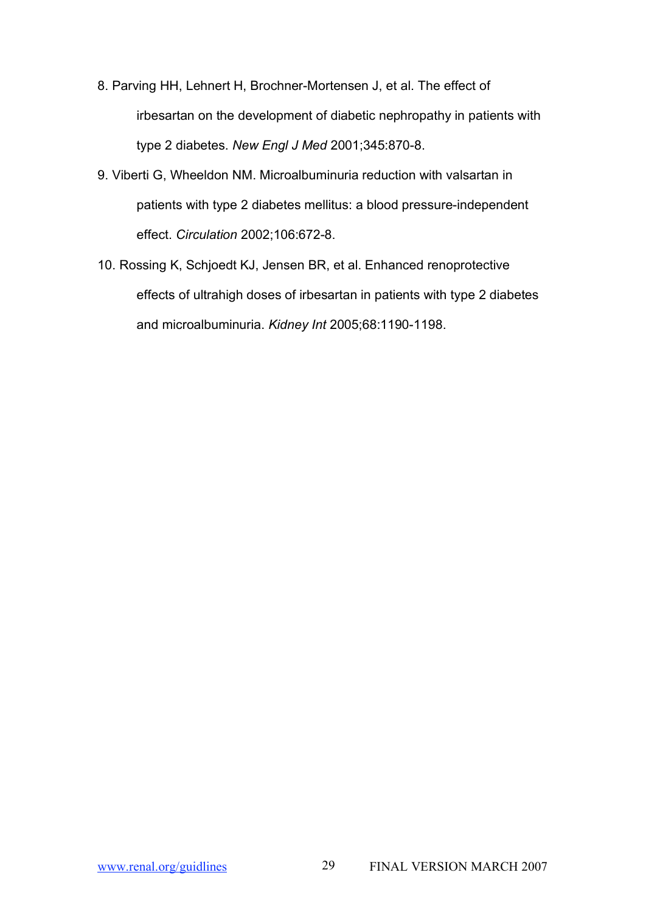8. Parving HH, Lehnert H, Brochner-Mortensen J, et al. The effect of irbesartan on the development of diabetic nephropathy in patients with type 2 diabetes. *New Engl J Med* 2001;345:870-8.
9. Viberti G, Wheeldon NM. Microalbuminuria reduction with valsartan in patients with type 2 diabetes mellitus: a blood pressure-independent effect. *Circulation* 2002;106:672-8.
10. Rossing K, Schjoedt KJ, Jensen BR, et al. Enhanced renoprotective effects of ultrahigh doses of irbesartan in patients with type 2 diabetes and microalbuminuria. *Kidney Int* 2005;68:1190-1198.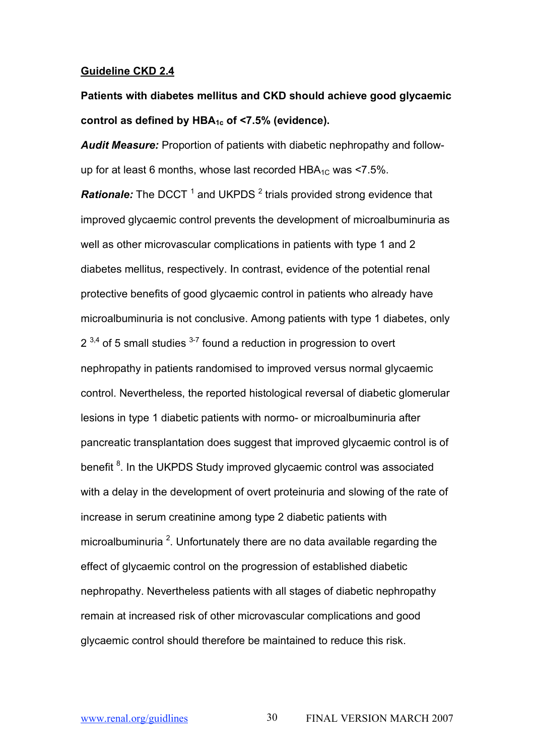**Guideline CKD 2.4**

**Patients with diabetes mellitus and CKD should achieve good glycaemic control as defined by $HBA_{1c}$ of <7.5% (evidence).**

***Audit Measure:*** Proportion of patients with diabetic nephropathy and follow-up for at least 6 months, whose last recorded $HBA_{1C}$ was <7.5%.

***Rationale:*** The DCCT [1] and UKPDS [2] trials provided strong evidence that improved glycaemic control prevents the development of microalbuminuria as well as other microvascular complications in patients with type 1 and 2 diabetes mellitus, respectively. In contrast, evidence of the potential renal protective benefits of good glycaemic control in patients who already have microalbuminuria is not conclusive. Among patients with type 1 diabetes, only 2 [3,4] of 5 small studies [3-7] found a reduction in progression to overt nephropathy in patients randomised to improved versus normal glycaemic control. Nevertheless, the reported histological reversal of diabetic glomerular lesions in type 1 diabetic patients with normo- or microalbuminuria after pancreatic transplantation does suggest that improved glycaemic control is of benefit [8]. In the UKPDS Study improved glycaemic control was associated with a delay in the development of overt proteinuria and slowing of the rate of increase in serum creatinine among type 2 diabetic patients with microalbuminuria [2]. Unfortunately there are no data available regarding the effect of glycaemic control on the progression of established diabetic nephropathy. Nevertheless patients with all stages of diabetic nephropathy remain at increased risk of other microvascular complications and good glycaemic control should therefore be maintained to reduce this risk.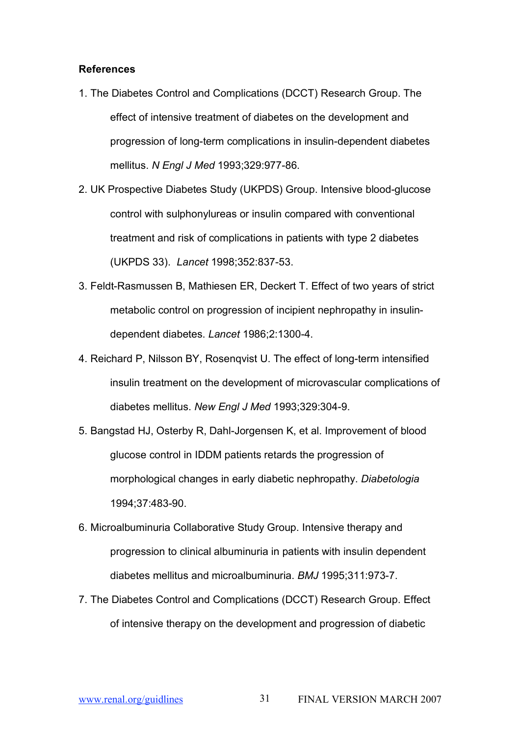**References**

1. The Diabetes Control and Complications (DCCT) Research Group. The effect of intensive treatment of diabetes on the development and progression of long-term complications in insulin-dependent diabetes mellitus. *N Engl J Med* 1993;329:977-86.
2. UK Prospective Diabetes Study (UKPDS) Group. Intensive blood-glucose control with sulphonylureas or insulin compared with conventional treatment and risk of complications in patients with type 2 diabetes (UKPDS 33). *Lancet* 1998;352:837-53.
3. Feldt-Rasmussen B, Mathiesen ER, Deckert T. Effect of two years of strict metabolic control on progression of incipient nephropathy in insulin-dependent diabetes. *Lancet* 1986;2:1300-4.
4. Reichard P, Nilsson BY, Rosenqvist U. The effect of long-term intensified insulin treatment on the development of microvascular complications of diabetes mellitus. *New Engl J Med* 1993;329:304-9.
5. Bangstad HJ, Osterby R, Dahl-Jorgensen K, et al. Improvement of blood glucose control in IDDM patients retards the progression of morphological changes in early diabetic nephropathy. *Diabetologia* 1994;37:483-90.
6. Microalbuminuria Collaborative Study Group. Intensive therapy and progression to clinical albuminuria in patients with insulin dependent diabetes mellitus and microalbuminuria. *BMJ* 1995;311:973-7.
7. The Diabetes Control and Complications (DCCT) Research Group. Effect of intensive therapy on the development and progression of diabetic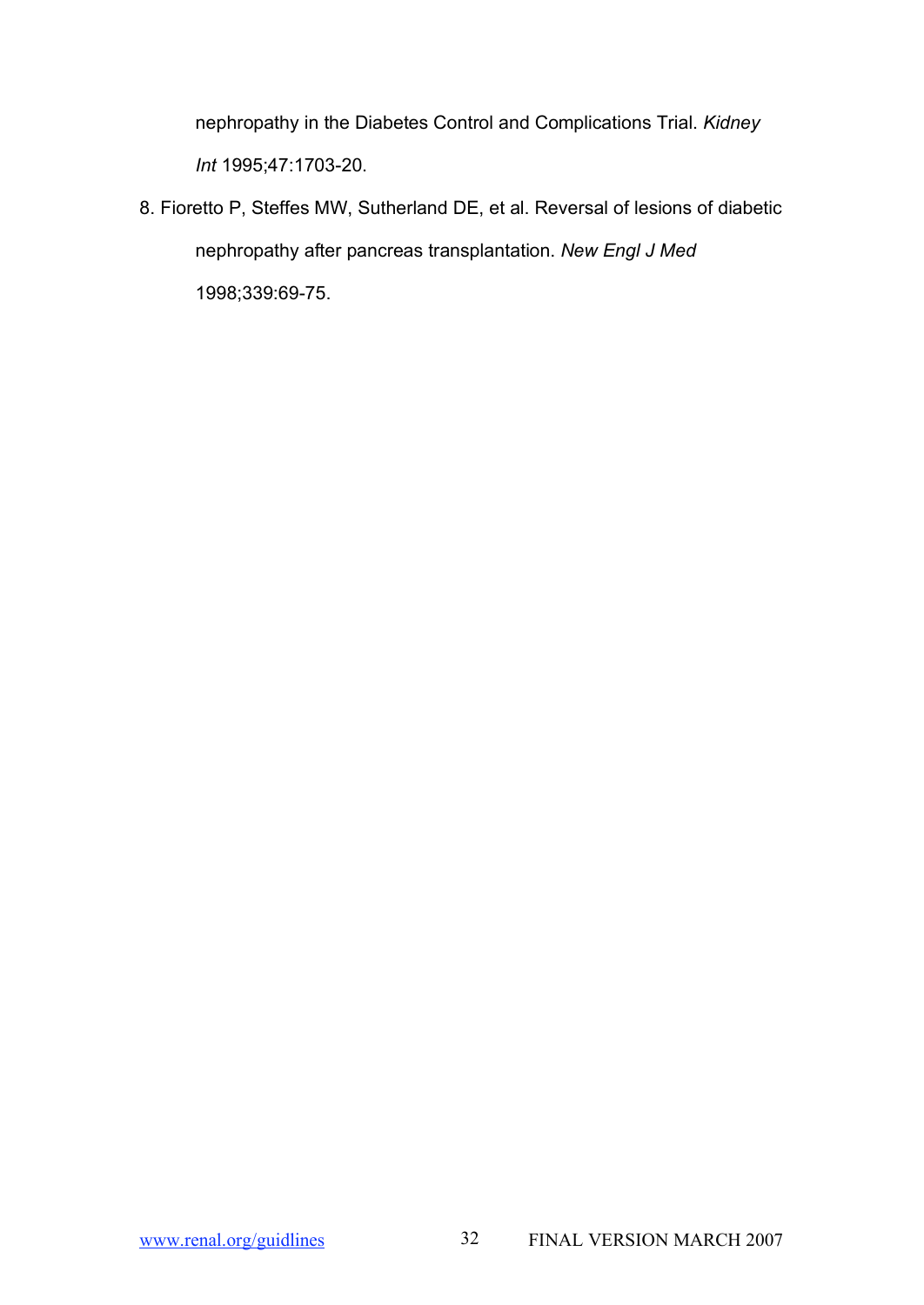nephropathy in the Diabetes Control and Complications Trial. *Kidney Int* 1995;47:1703-20.

8. Fioretto P, Steffes MW, Sutherland DE, et al. Reversal of lesions of diabetic nephropathy after pancreas transplantation. *New Engl J Med* 1998;339:69-75.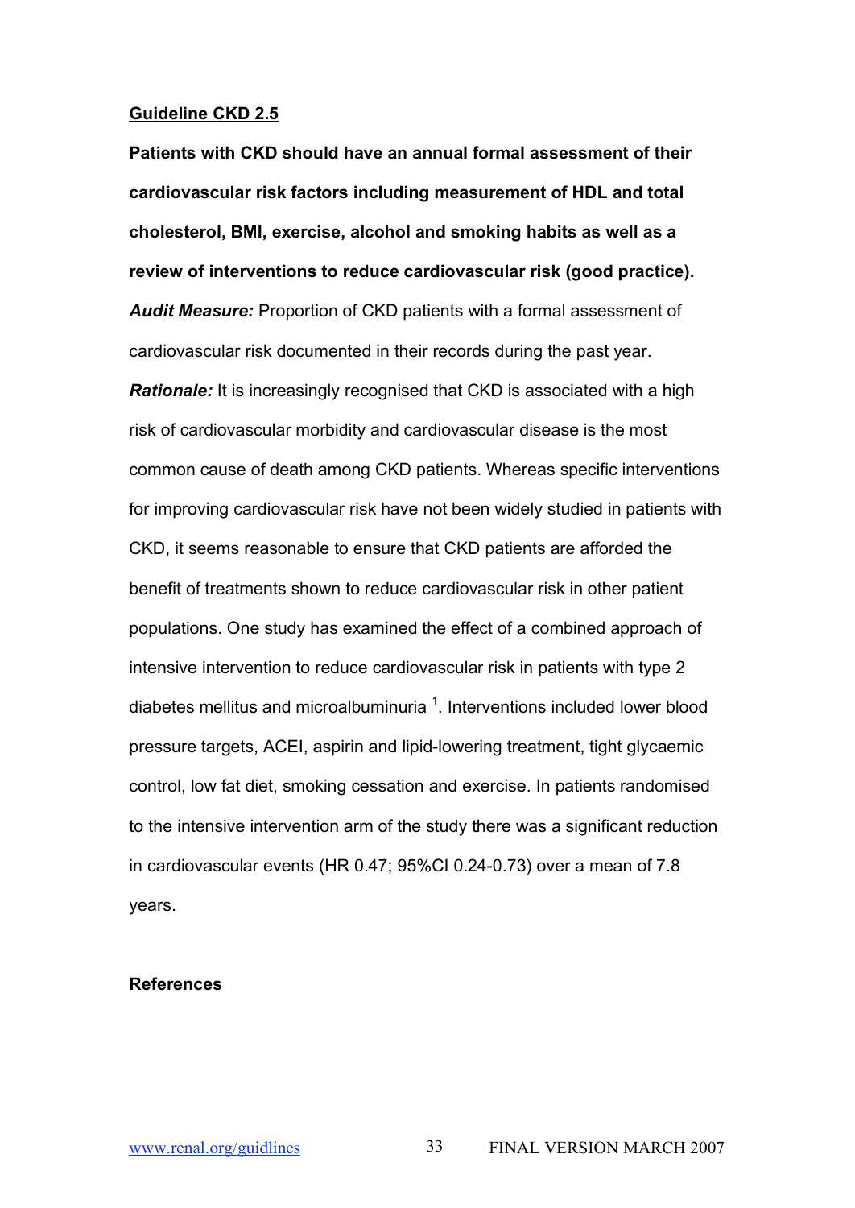## Guideline CKD 2.5

**Patients with CKD should have an annual formal assessment of their cardiovascular risk factors including measurement of HDL and total cholesterol, BMI, exercise, alcohol and smoking habits as well as a review of interventions to reduce cardiovascular risk (good practice).**

***Audit Measure:*** Proportion of CKD patients with a formal assessment of cardiovascular risk documented in their records during the past year.

***Rationale:*** It is increasingly recognised that CKD is associated with a high risk of cardiovascular morbidity and cardiovascular disease is the most common cause of death among CKD patients. Whereas specific interventions for improving cardiovascular risk have not been widely studied in patients with CKD, it seems reasonable to ensure that CKD patients are afforded the benefit of treatments shown to reduce cardiovascular risk in other patient populations. One study has examined the effect of a combined approach of intensive intervention to reduce cardiovascular risk in patients with type 2 diabetes mellitus and microalbuminuria [1]. Interventions included lower blood pressure targets, ACEI, aspirin and lipid-lowering treatment, tight glycaemic control, low fat diet, smoking cessation and exercise. In patients randomised to the intensive intervention arm of the study there was a significant reduction in cardiovascular events (HR 0.47; 95%CI 0.24-0.73) over a mean of 7.8 years.

**References**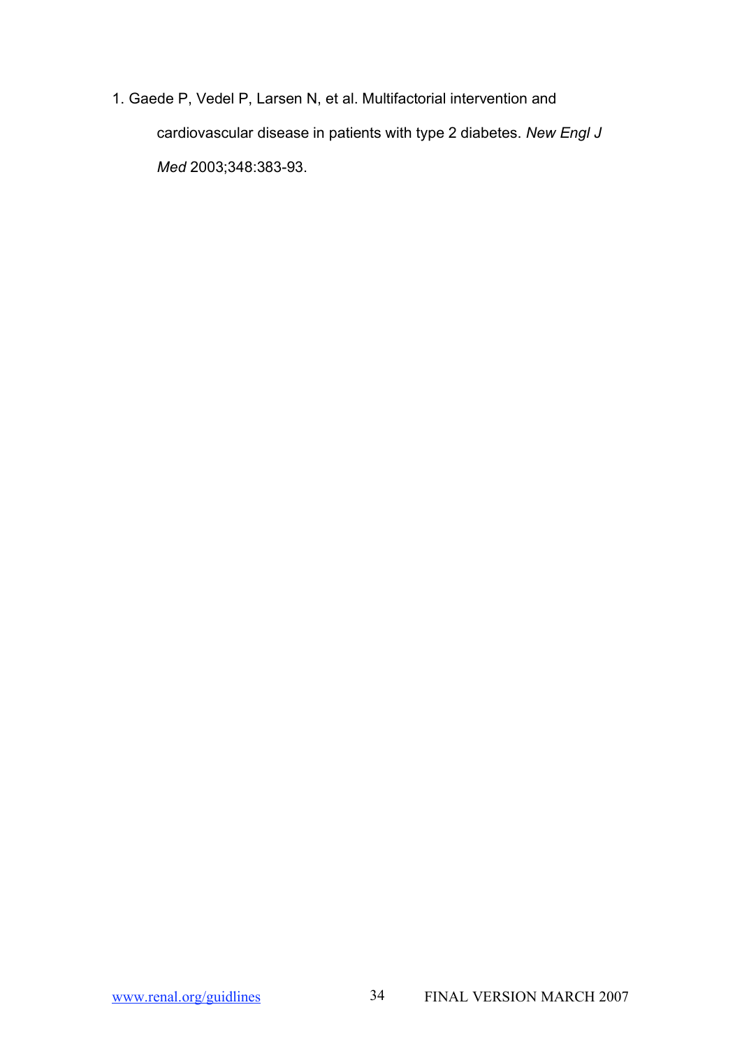1. Gaede P, Vedel P, Larsen N, et al. Multifactorial intervention and cardiovascular disease in patients with type 2 diabetes. *New Engl J Med* 2003;348:383-93.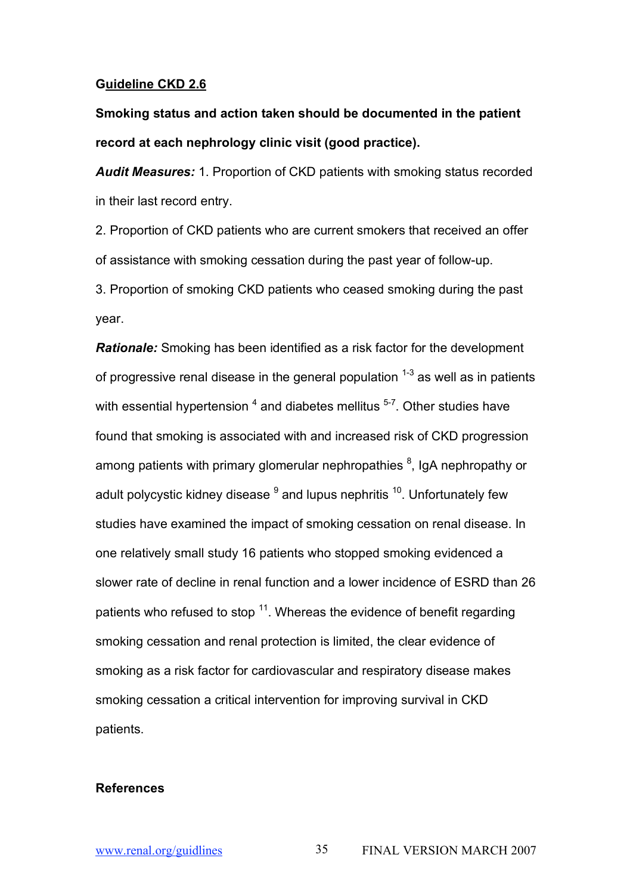## Guideline CKD 2.6

**Smoking status and action taken should be documented in the patient record at each nephrology clinic visit (good practice).**

***Audit Measures:*** 1. Proportion of CKD patients with smoking status recorded in their last record entry.

2. Proportion of CKD patients who are current smokers that received an offer of assistance with smoking cessation during the past year of follow-up.

3. Proportion of smoking CKD patients who ceased smoking during the past year.

***Rationale:*** Smoking has been identified as a risk factor for the development of progressive renal disease in the general population [1-3] as well as in patients with essential hypertension [4] and diabetes mellitus [5-7]. Other studies have found that smoking is associated with and increased risk of CKD progression among patients with primary glomerular nephropathies [8], IgA nephropathy or adult polycystic kidney disease [9] and lupus nephritis [10]. Unfortunately few studies have examined the impact of smoking cessation on renal disease. In one relatively small study 16 patients who stopped smoking evidenced a slower rate of decline in renal function and a lower incidence of ESRD than 26 patients who refused to stop [11]. Whereas the evidence of benefit regarding smoking cessation and renal protection is limited, the clear evidence of smoking as a risk factor for cardiovascular and respiratory disease makes smoking cessation a critical intervention for improving survival in CKD patients.

**References**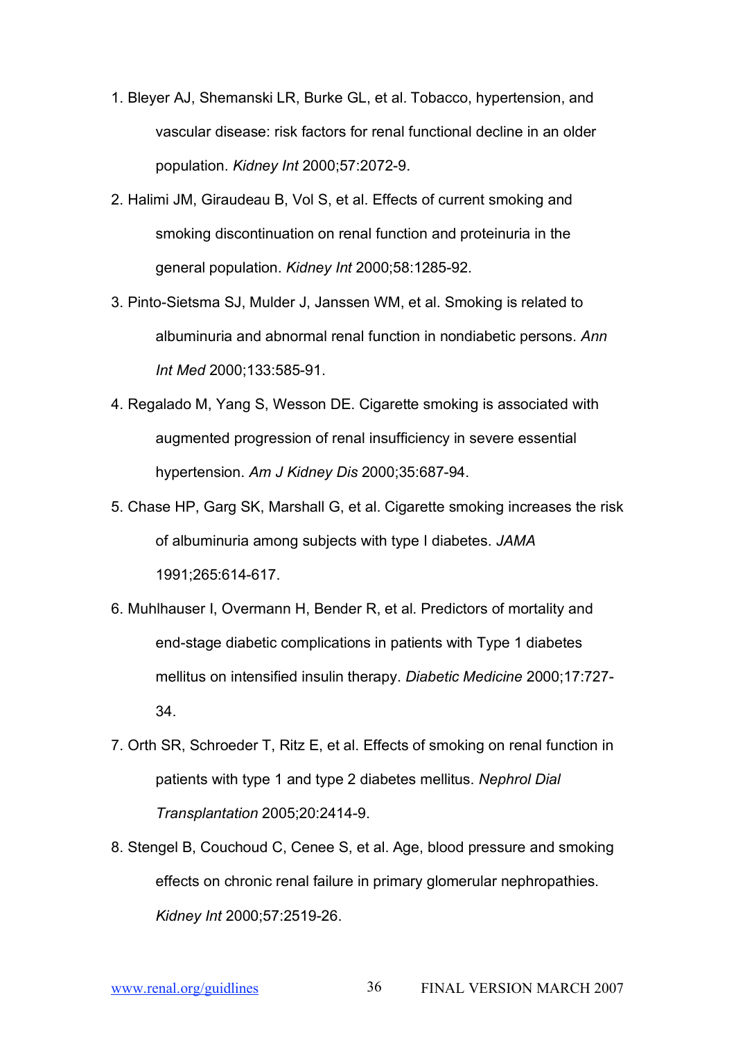1. Bleyer AJ, Shemanski LR, Burke GL, et al. Tobacco, hypertension, and vascular disease: risk factors for renal functional decline in an older population. *Kidney Int* 2000;57:2072-9.
2. Halimi JM, Giraudeau B, Vol S, et al. Effects of current smoking and smoking discontinuation on renal function and proteinuria in the general population. *Kidney Int* 2000;58:1285-92.
3. Pinto-Sietsma SJ, Mulder J, Janssen WM, et al. Smoking is related to albuminuria and abnormal renal function in nondiabetic persons. *Ann Int Med* 2000;133:585-91.
4. Regalado M, Yang S, Wesson DE. Cigarette smoking is associated with augmented progression of renal insufficiency in severe essential hypertension. *Am J Kidney Dis* 2000;35:687-94.
5. Chase HP, Garg SK, Marshall G, et al. Cigarette smoking increases the risk of albuminuria among subjects with type I diabetes. *JAMA* 1991;265:614-617.
6. Muhlhauser I, Overmann H, Bender R, et al. Predictors of mortality and end-stage diabetic complications in patients with Type 1 diabetes mellitus on intensified insulin therapy. *Diabetic Medicine* 2000;17:727-34.
7. Orth SR, Schroeder T, Ritz E, et al. Effects of smoking on renal function in patients with type 1 and type 2 diabetes mellitus. *Nephrol Dial Transplantation* 2005;20:2414-9.
8. Stengel B, Couchoud C, Cenee S, et al. Age, blood pressure and smoking effects on chronic renal failure in primary glomerular nephropathies. *Kidney Int* 2000;57:2519-26.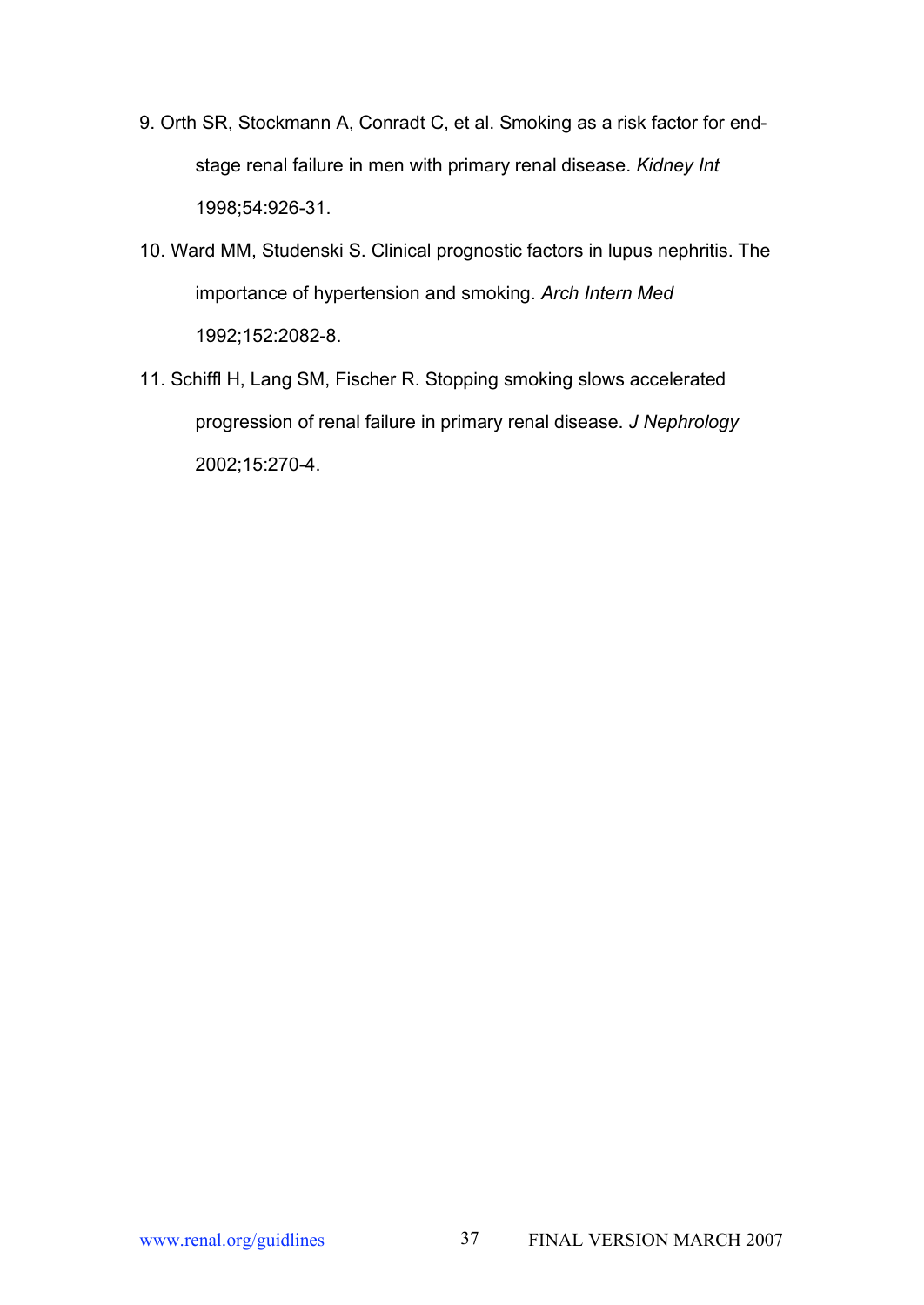9. Orth SR, Stockmann A, Conradt C, et al. Smoking as a risk factor for end-stage renal failure in men with primary renal disease. *Kidney Int* 1998;54:926-31.

10. Ward MM, Studenski S. Clinical prognostic factors in lupus nephritis. The importance of hypertension and smoking. *Arch Intern Med* 1992;152:2082-8.

11. Schiffl H, Lang SM, Fischer R. Stopping smoking slows accelerated progression of renal failure in primary renal disease. *J Nephrology* 2002;15:270-4.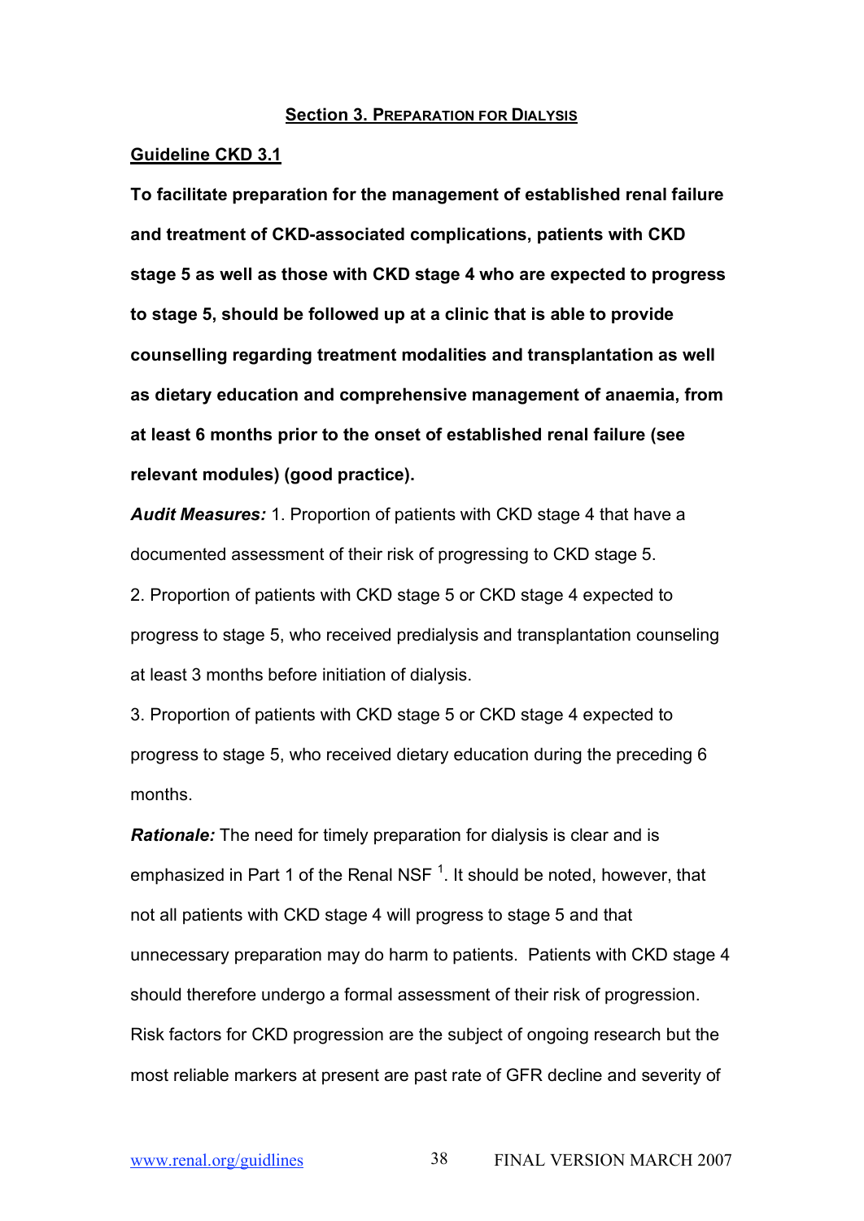## Section 3. Preparation for Dialysis

### Guideline CKD 3.1

**To facilitate preparation for the management of established renal failure and treatment of CKD-associated complications, patients with CKD stage 5 as well as those with CKD stage 4 who are expected to progress to stage 5, should be followed up at a clinic that is able to provide counselling regarding treatment modalities and transplantation as well as dietary education and comprehensive management of anaemia, from at least 6 months prior to the onset of established renal failure (see relevant modules) (good practice).**

***Audit Measures:*** 1. Proportion of patients with CKD stage 4 that have a documented assessment of their risk of progressing to CKD stage 5.

2. Proportion of patients with CKD stage 5 or CKD stage 4 expected to progress to stage 5, who received predialysis and transplantation counseling at least 3 months before initiation of dialysis.

3. Proportion of patients with CKD stage 5 or CKD stage 4 expected to progress to stage 5, who received dietary education during the preceding 6 months.

***Rationale:*** The need for timely preparation for dialysis is clear and is emphasized in Part 1 of the Renal NSF [1]. It should be noted, however, that not all patients with CKD stage 4 will progress to stage 5 and that unnecessary preparation may do harm to patients. Patients with CKD stage 4 should therefore undergo a formal assessment of their risk of progression. Risk factors for CKD progression are the subject of ongoing research but the most reliable markers at present are past rate of GFR decline and severity of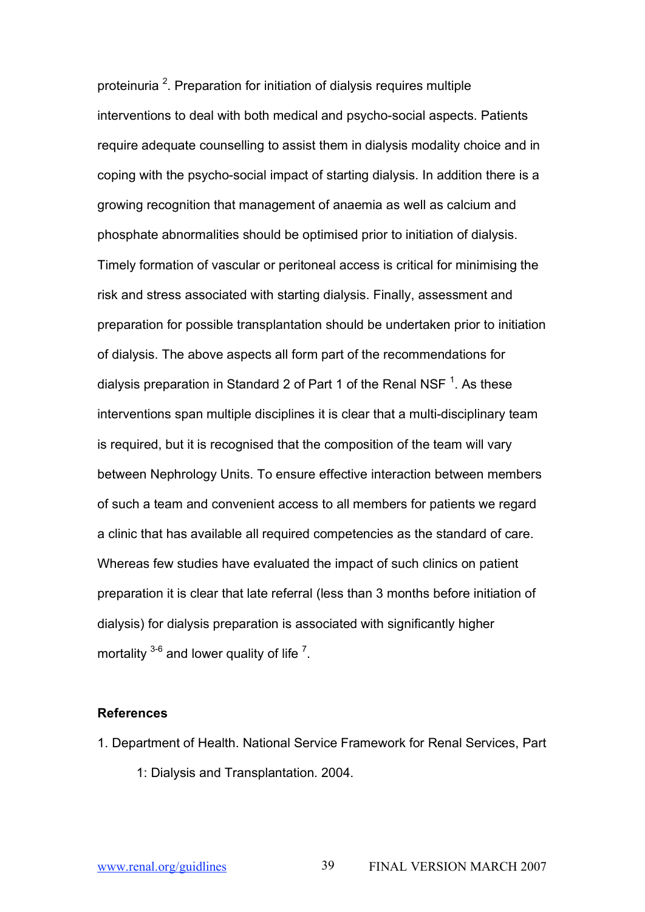proteinuria [2]. Preparation for initiation of dialysis requires multiple interventions to deal with both medical and psycho-social aspects. Patients require adequate counselling to assist them in dialysis modality choice and in coping with the psycho-social impact of starting dialysis. In addition there is a growing recognition that management of anaemia as well as calcium and phosphate abnormalities should be optimised prior to initiation of dialysis. Timely formation of vascular or peritoneal access is critical for minimising the risk and stress associated with starting dialysis. Finally, assessment and preparation for possible transplantation should be undertaken prior to initiation of dialysis. The above aspects all form part of the recommendations for dialysis preparation in Standard 2 of Part 1 of the Renal NSF [1]. As these interventions span multiple disciplines it is clear that a multi-disciplinary team is required, but it is recognised that the composition of the team will vary between Nephrology Units. To ensure effective interaction between members of such a team and convenient access to all members for patients we regard a clinic that has available all required competencies as the standard of care. Whereas few studies have evaluated the impact of such clinics on patient preparation it is clear that late referral (less than 3 months before initiation of dialysis) for dialysis preparation is associated with significantly higher mortality [3-6] and lower quality of life [7].

**References**

1. Department of Health. National Service Framework for Renal Services, Part 1: Dialysis and Transplantation. 2004.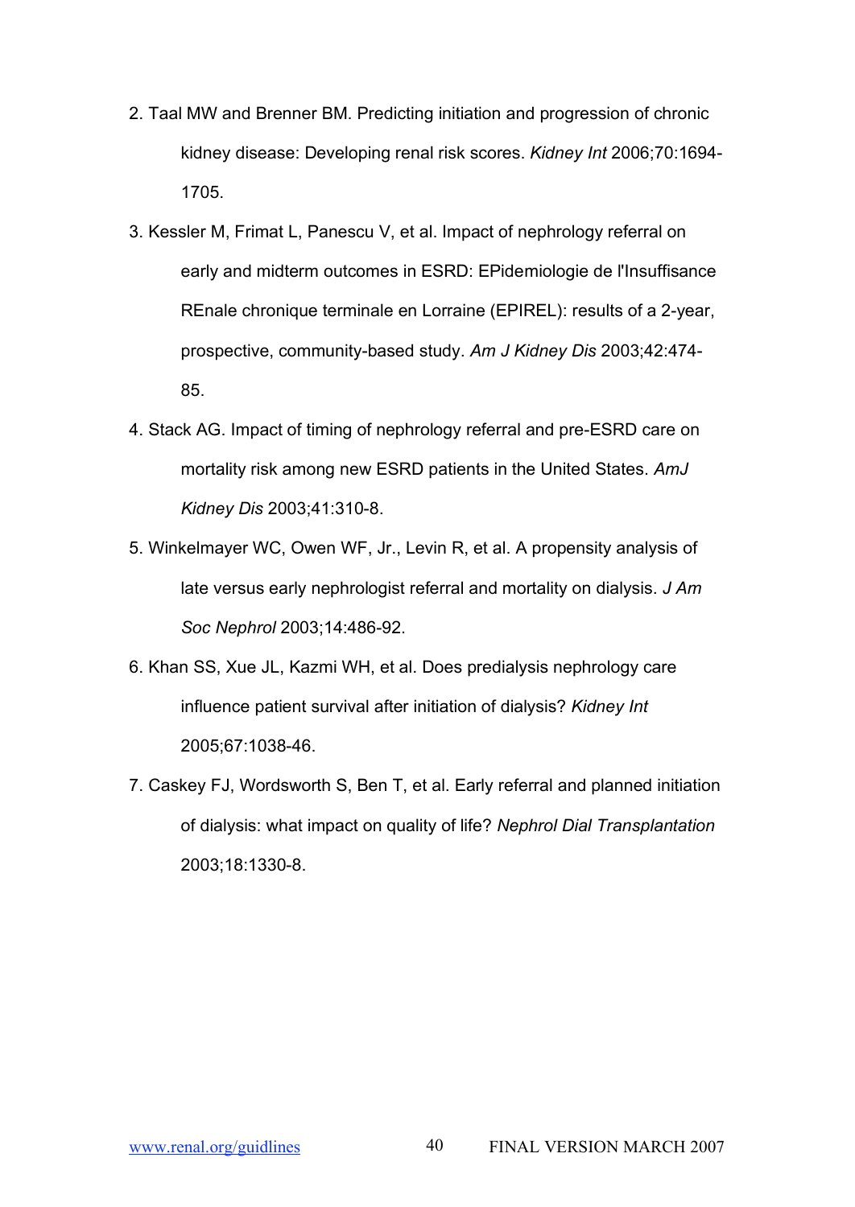2. Taal MW and Brenner BM. Predicting initiation and progression of chronic kidney disease: Developing renal risk scores. *Kidney Int* 2006;70:1694-1705.
3. Kessler M, Frimat L, Panescu V, et al. Impact of nephrology referral on early and midterm outcomes in ESRD: EPidemiologie de l'Insuffisance REnale chronique terminale en Lorraine (EPIREL): results of a 2-year, prospective, community-based study. *Am J Kidney Dis* 2003;42:474-85.
4. Stack AG. Impact of timing of nephrology referral and pre-ESRD care on mortality risk among new ESRD patients in the United States. *AmJ Kidney Dis* 2003;41:310-8.
5. Winkelmayer WC, Owen WF, Jr., Levin R, et al. A propensity analysis of late versus early nephrologist referral and mortality on dialysis. *J Am Soc Nephrol* 2003;14:486-92.
6. Khan SS, Xue JL, Kazmi WH, et al. Does predialysis nephrology care influence patient survival after initiation of dialysis? *Kidney Int* 2005;67:1038-46.
7. Caskey FJ, Wordsworth S, Ben T, et al. Early referral and planned initiation of dialysis: what impact on quality of life? *Nephrol Dial Transplantation* 2003;18:1330-8.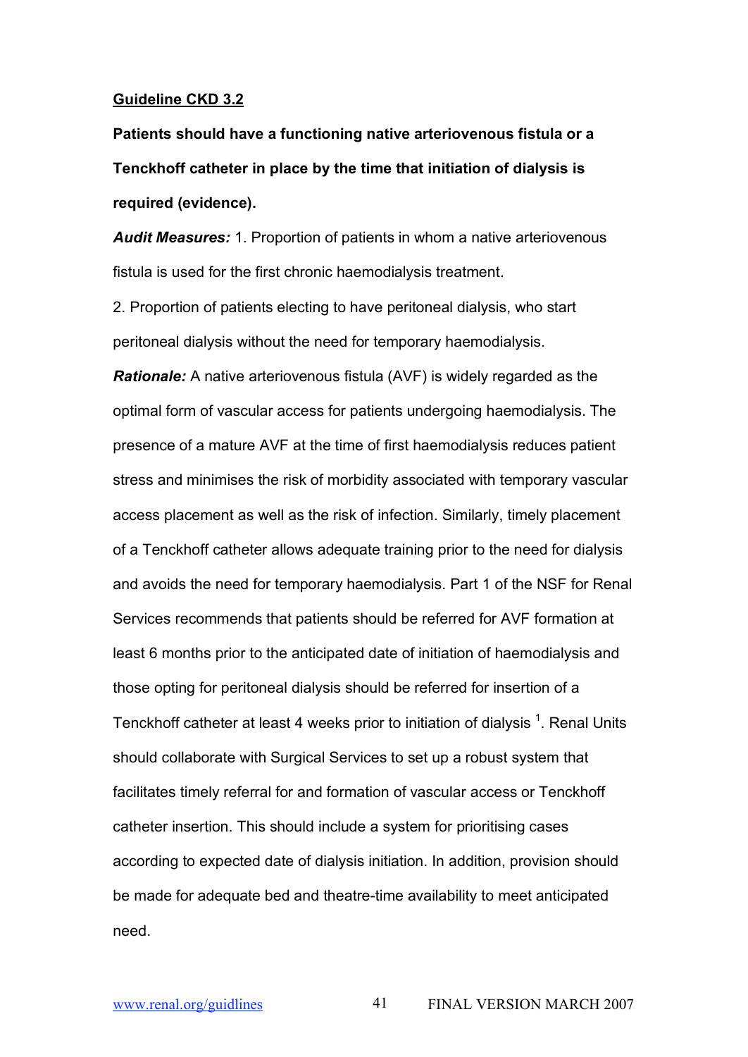**<u>Guideline CKD 3.2</u>**

**Patients should have a functioning native arteriovenous fistula or a Tenckhoff catheter in place by the time that initiation of dialysis is required (evidence).**

***Audit Measures:*** 1. Proportion of patients in whom a native arteriovenous fistula is used for the first chronic haemodialysis treatment.

2. Proportion of patients electing to have peritoneal dialysis, who start peritoneal dialysis without the need for temporary haemodialysis.

***Rationale:*** A native arteriovenous fistula (AVF) is widely regarded as the optimal form of vascular access for patients undergoing haemodialysis. The presence of a mature AVF at the time of first haemodialysis reduces patient stress and minimises the risk of morbidity associated with temporary vascular access placement as well as the risk of infection. Similarly, timely placement of a Tenckhoff catheter allows adequate training prior to the need for dialysis and avoids the need for temporary haemodialysis. Part 1 of the NSF for Renal Services recommends that patients should be referred for AVF formation at least 6 months prior to the anticipated date of initiation of haemodialysis and those opting for peritoneal dialysis should be referred for insertion of a Tenckhoff catheter at least 4 weeks prior to initiation of dialysis [1]. Renal Units should collaborate with Surgical Services to set up a robust system that facilitates timely referral for and formation of vascular access or Tenckhoff catheter insertion. This should include a system for prioritising cases according to expected date of dialysis initiation. In addition, provision should be made for adequate bed and theatre-time availability to meet anticipated need.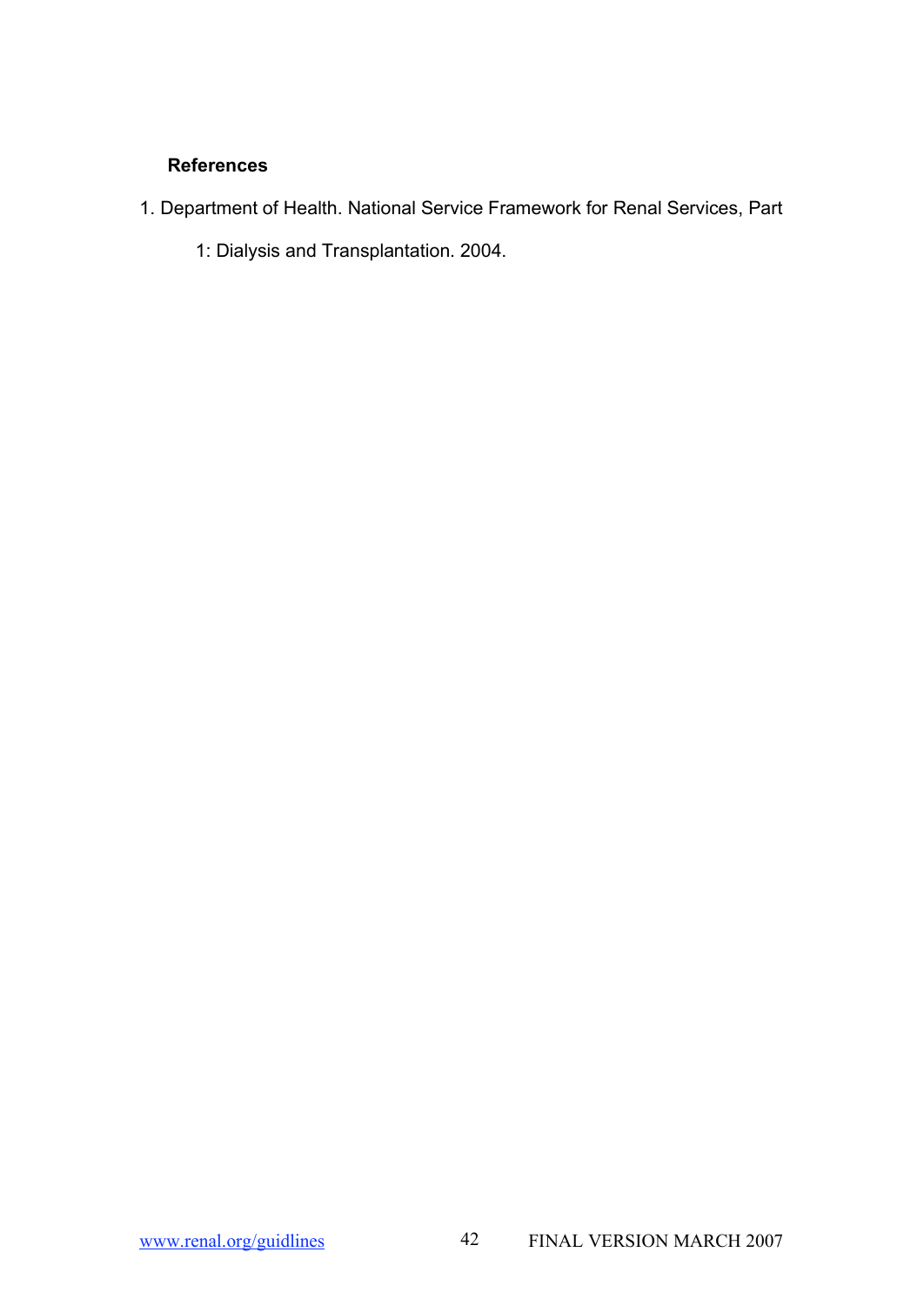### References

1. Department of Health. National Service Framework for Renal Services, Part 1: Dialysis and Transplantation. 2004.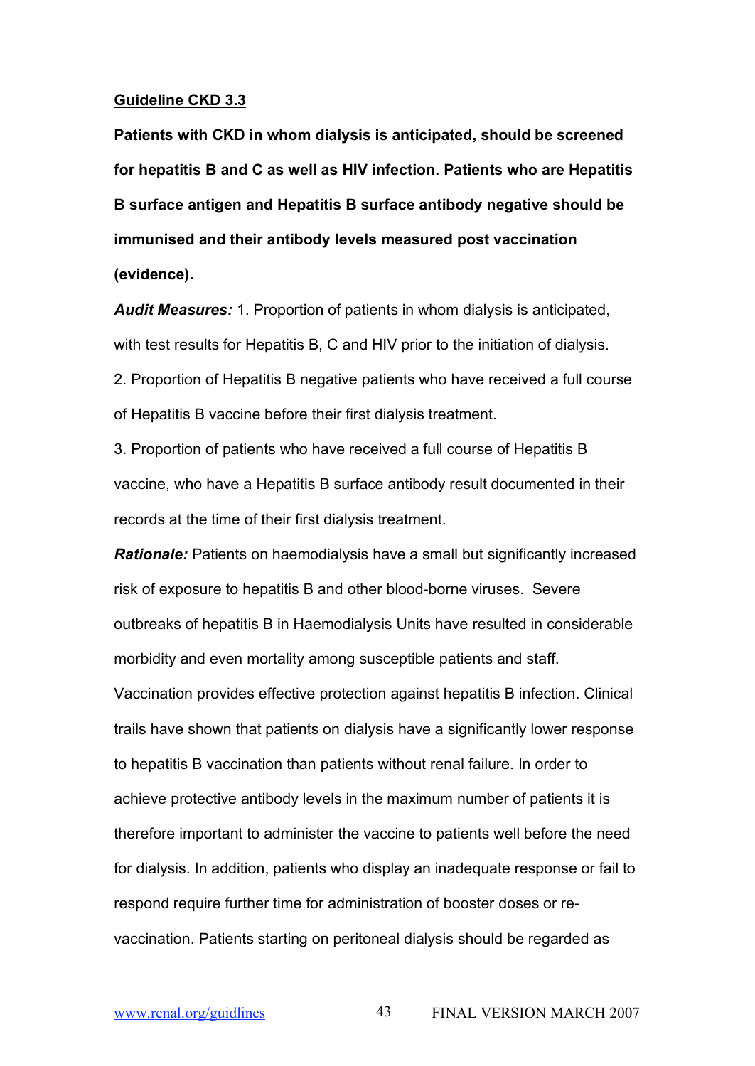## Guideline CKD 3.3

**Patients with CKD in whom dialysis is anticipated, should be screened for hepatitis B and C as well as HIV infection. Patients who are Hepatitis B surface antigen and Hepatitis B surface antibody negative should be immunised and their antibody levels measured post vaccination (evidence).**

***Audit Measures:*** 1. Proportion of patients in whom dialysis is anticipated, with test results for Hepatitis B, C and HIV prior to the initiation of dialysis.

2. Proportion of Hepatitis B negative patients who have received a full course of Hepatitis B vaccine before their first dialysis treatment.

3. Proportion of patients who have received a full course of Hepatitis B vaccine, who have a Hepatitis B surface antibody result documented in their records at the time of their first dialysis treatment.

***Rationale:*** Patients on haemodialysis have a small but significantly increased risk of exposure to hepatitis B and other blood-borne viruses. Severe outbreaks of hepatitis B in Haemodialysis Units have resulted in considerable morbidity and even mortality among susceptible patients and staff. Vaccination provides effective protection against hepatitis B infection. Clinical trails have shown that patients on dialysis have a significantly lower response to hepatitis B vaccination than patients without renal failure. In order to achieve protective antibody levels in the maximum number of patients it is therefore important to administer the vaccine to patients well before the need for dialysis. In addition, patients who display an inadequate response or fail to respond require further time for administration of booster doses or re-vaccination. Patients starting on peritoneal dialysis should be regarded as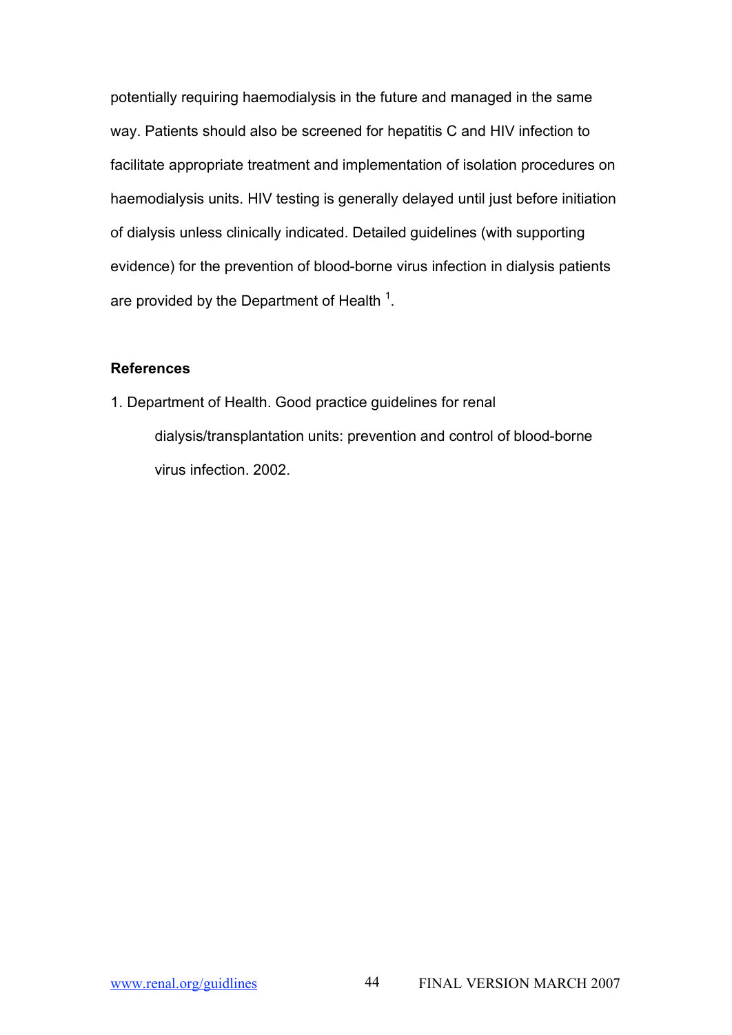potentially requiring haemodialysis in the future and managed in the same way. Patients should also be screened for hepatitis C and HIV infection to facilitate appropriate treatment and implementation of isolation procedures on haemodialysis units. HIV testing is generally delayed until just before initiation of dialysis unless clinically indicated. Detailed guidelines (with supporting evidence) for the prevention of blood-borne virus infection in dialysis patients are provided by the Department of Health [1].

**References**

1. Department of Health. Good practice guidelines for renal dialysis/transplantation units: prevention and control of blood-borne virus infection. 2002.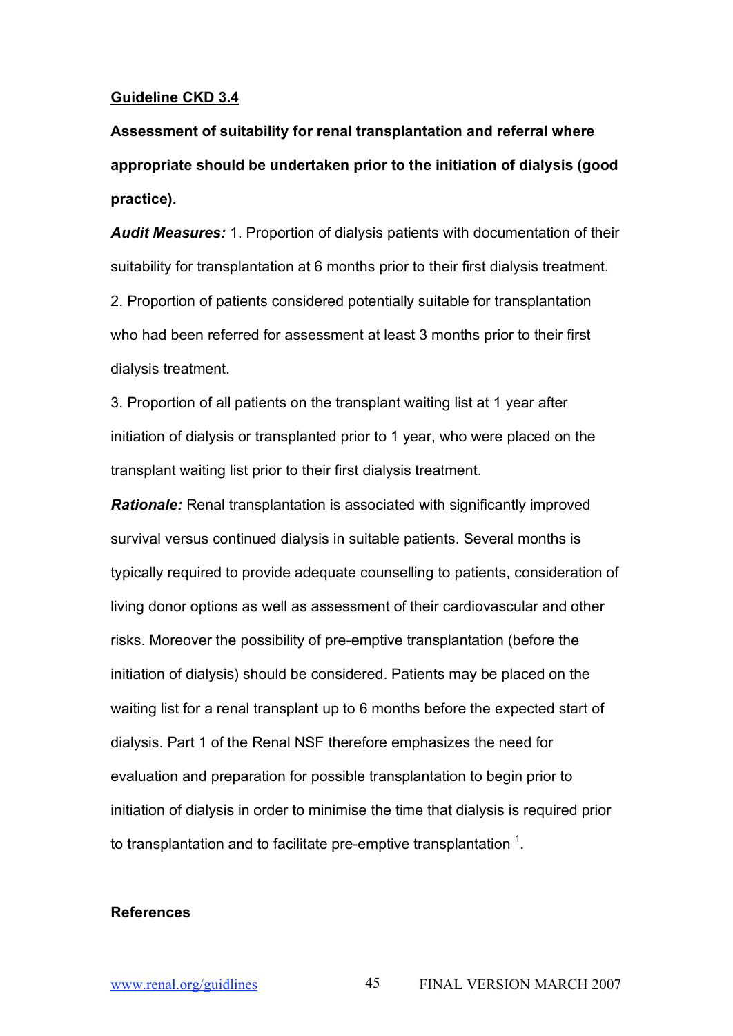## Guideline CKD 3.4

**Assessment of suitability for renal transplantation and referral where appropriate should be undertaken prior to the initiation of dialysis (good practice).**

***Audit Measures:*** 1. Proportion of dialysis patients with documentation of their suitability for transplantation at 6 months prior to their first dialysis treatment.

2. Proportion of patients considered potentially suitable for transplantation who had been referred for assessment at least 3 months prior to their first dialysis treatment.

3. Proportion of all patients on the transplant waiting list at 1 year after initiation of dialysis or transplanted prior to 1 year, who were placed on the transplant waiting list prior to their first dialysis treatment.

***Rationale:*** Renal transplantation is associated with significantly improved survival versus continued dialysis in suitable patients. Several months is typically required to provide adequate counselling to patients, consideration of living donor options as well as assessment of their cardiovascular and other risks. Moreover the possibility of pre-emptive transplantation (before the initiation of dialysis) should be considered. Patients may be placed on the waiting list for a renal transplant up to 6 months before the expected start of dialysis. Part 1 of the Renal NSF therefore emphasizes the need for evaluation and preparation for possible transplantation to begin prior to initiation of dialysis in order to minimise the time that dialysis is required prior to transplantation and to facilitate pre-emptive transplantation [1].

**References**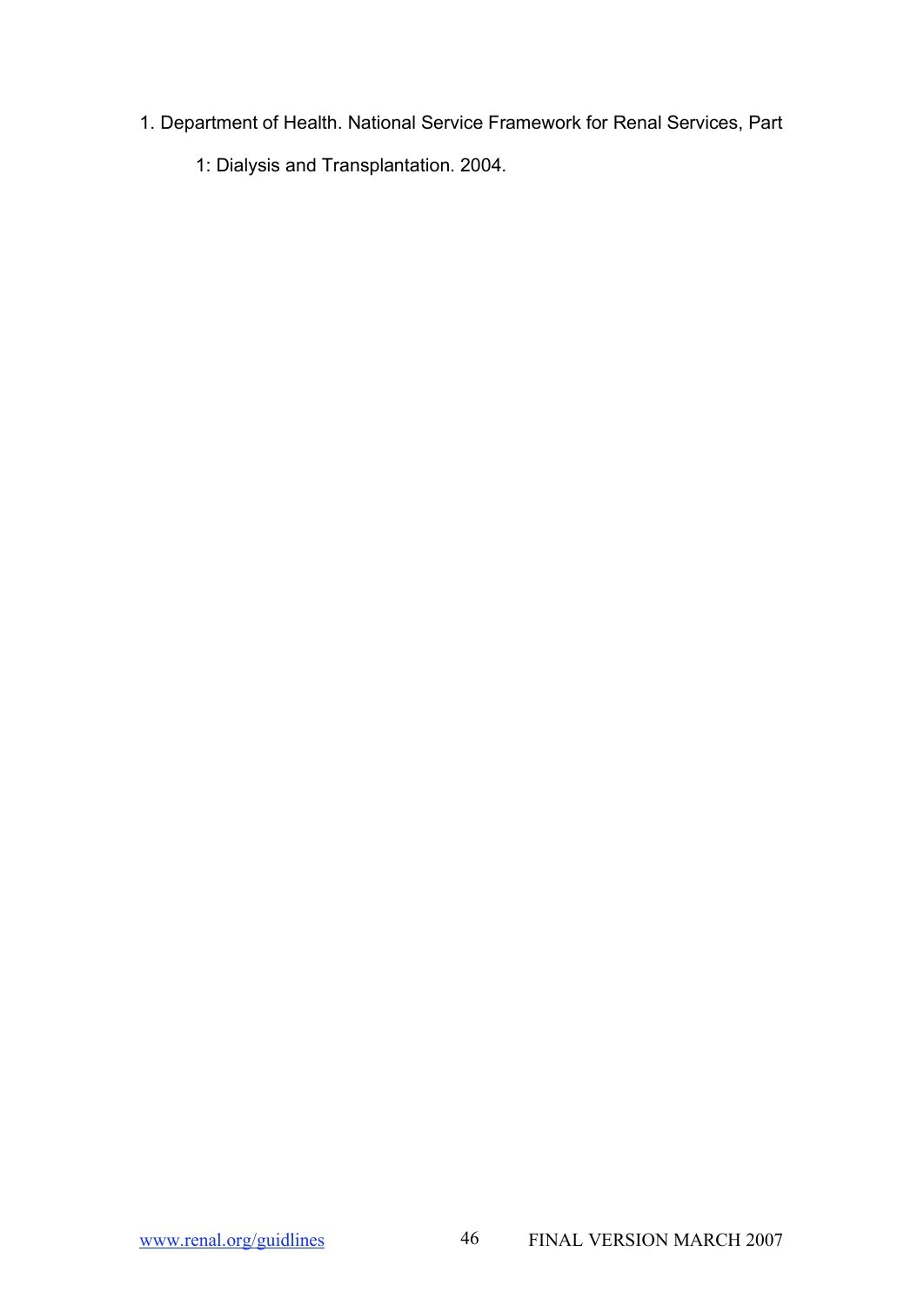1. Department of Health. National Service Framework for Renal Services, Part 1: Dialysis and Transplantation. 2004.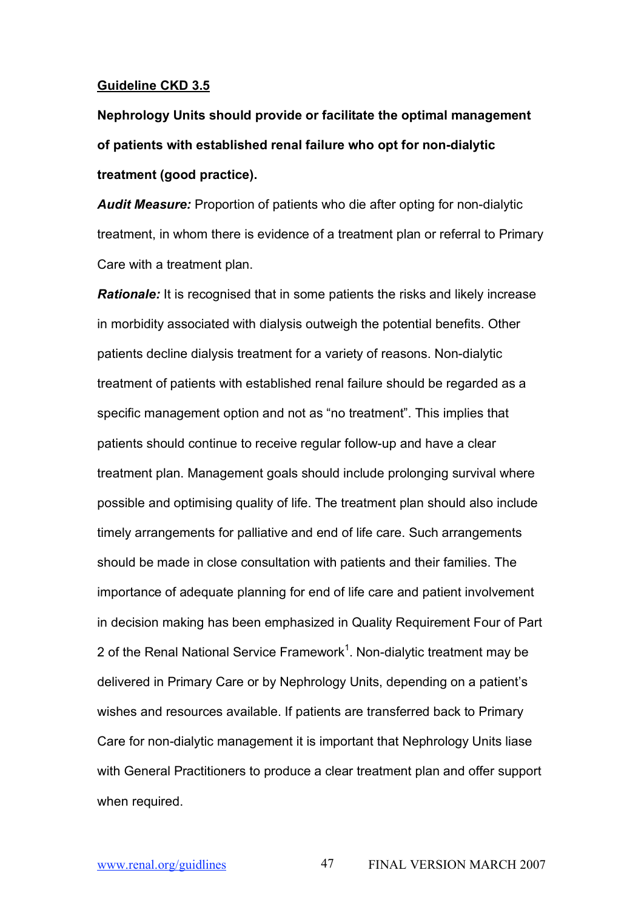**Guideline CKD 3.5**

**Nephrology Units should provide or facilitate the optimal management of patients with established renal failure who opt for non-dialytic treatment (good practice).**

***Audit Measure:*** Proportion of patients who die after opting for non-dialytic treatment, in whom there is evidence of a treatment plan or referral to Primary Care with a treatment plan.

***Rationale:*** It is recognised that in some patients the risks and likely increase in morbidity associated with dialysis outweigh the potential benefits. Other patients decline dialysis treatment for a variety of reasons. Non-dialytic treatment of patients with established renal failure should be regarded as a specific management option and not as "no treatment". This implies that patients should continue to receive regular follow-up and have a clear treatment plan. Management goals should include prolonging survival where possible and optimising quality of life. The treatment plan should also include timely arrangements for palliative and end of life care. Such arrangements should be made in close consultation with patients and their families. The importance of adequate planning for end of life care and patient involvement in decision making has been emphasized in Quality Requirement Four of Part 2 of the Renal National Service Framework[1]. Non-dialytic treatment may be delivered in Primary Care or by Nephrology Units, depending on a patient's wishes and resources available. If patients are transferred back to Primary Care for non-dialytic management it is important that Nephrology Units liase with General Practitioners to produce a clear treatment plan and offer support when required.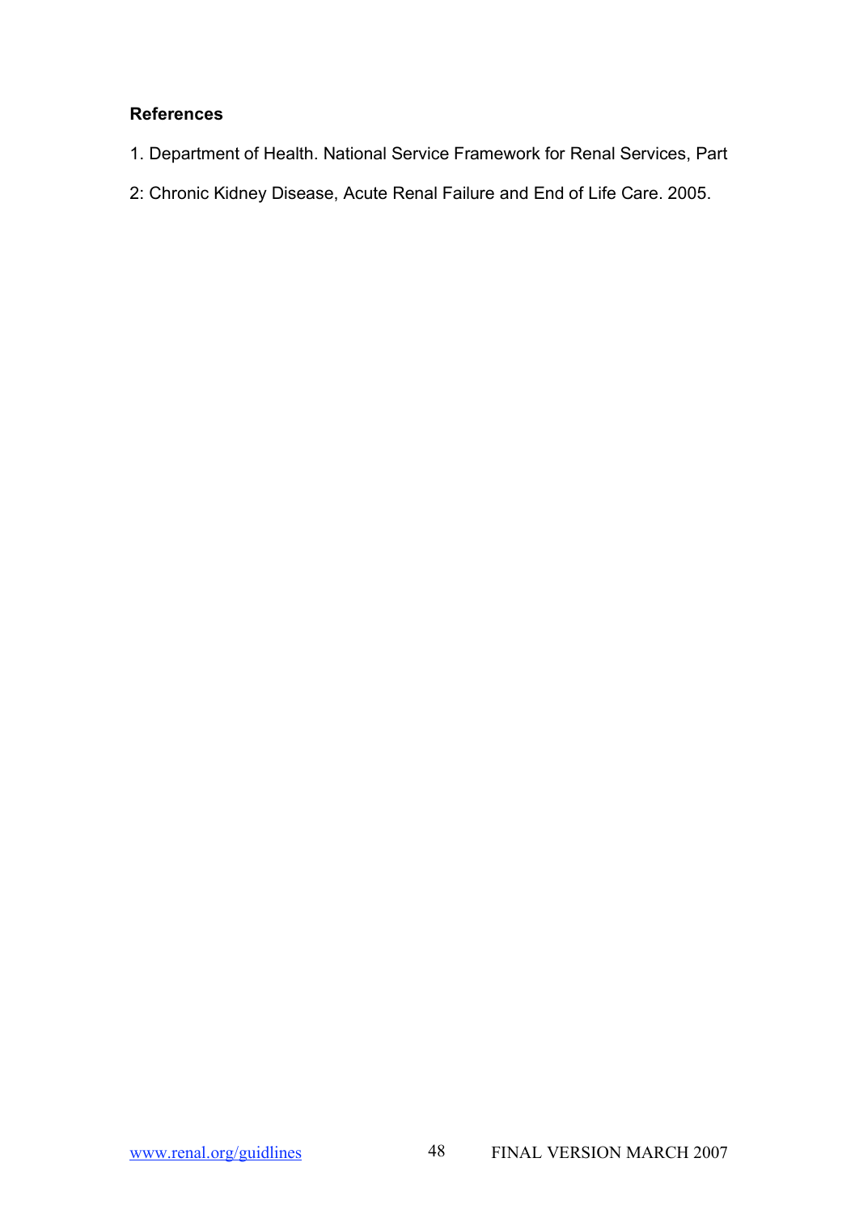**References**

1. Department of Health. National Service Framework for Renal Services, Part

2: Chronic Kidney Disease, Acute Renal Failure and End of Life Care. 2005.